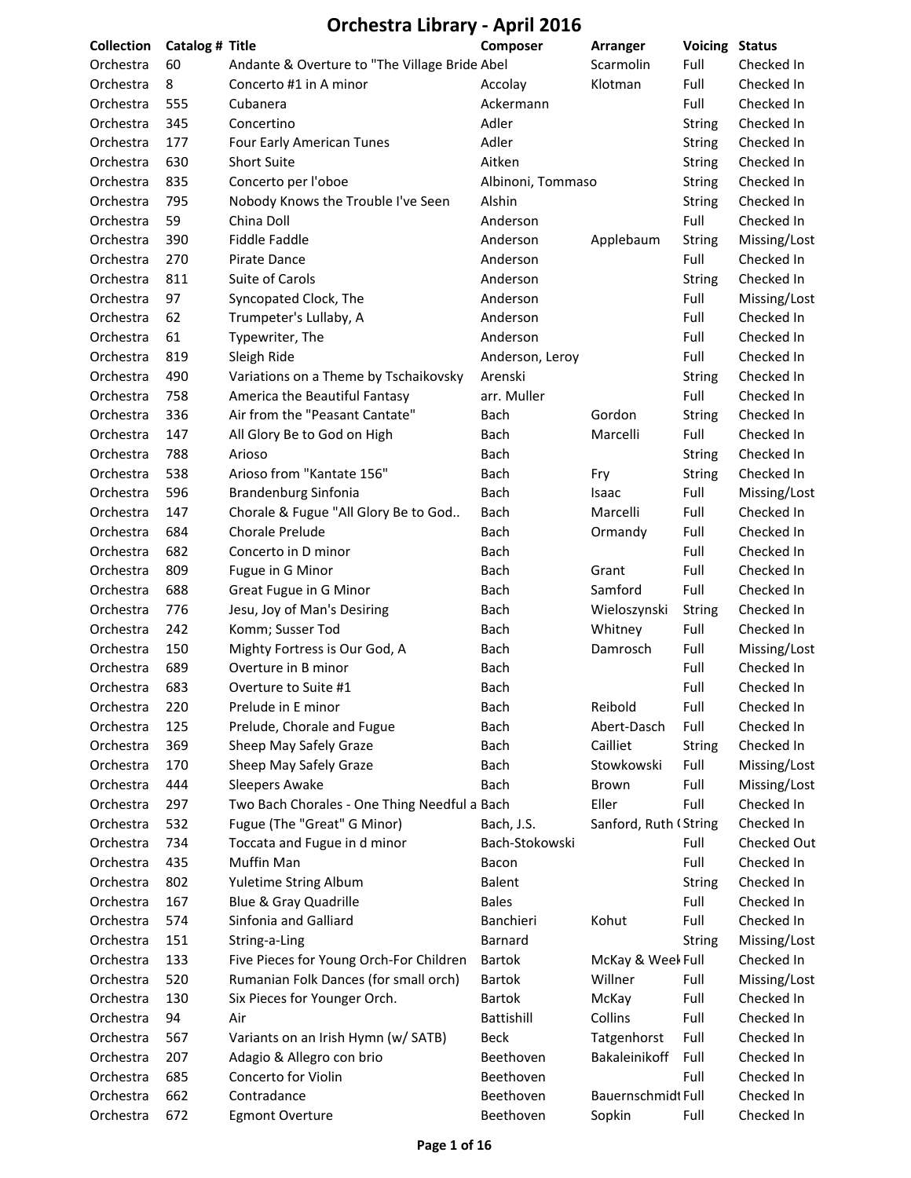# Orchestra Library - April 2016

| Collection | Catalog # | Title | Composer | Arranger | Voicing | Status |
|---|---|---|---|---|---|---|
| Orchestra | 60 | Andante & Overture to "The Village Bride | Abel | Scarmolin | Full | Checked In |
| Orchestra | 8 | Concerto #1 in A minor | Accolay | Klotman | Full | Checked In |
| Orchestra | 555 | Cubanera | Ackermann | | Full | Checked In |
| Orchestra | 345 | Concertino | Adler | | String | Checked In |
| Orchestra | 177 | Four Early American Tunes | Adler | | String | Checked In |
| Orchestra | 630 | Short Suite | Aitken | | String | Checked In |
| Orchestra | 835 | Concerto per l'oboe | Albinoni, Tommaso | | String | Checked In |
| Orchestra | 795 | Nobody Knows the Trouble I've Seen | Alshin | | String | Checked In |
| Orchestra | 59 | China Doll | Anderson | | Full | Checked In |
| Orchestra | 390 | Fiddle Faddle | Anderson | Applebaum | String | Missing/Lost |
| Orchestra | 270 | Pirate Dance | Anderson | | Full | Checked In |
| Orchestra | 811 | Suite of Carols | Anderson | | String | Checked In |
| Orchestra | 97 | Syncopated Clock, The | Anderson | | Full | Missing/Lost |
| Orchestra | 62 | Trumpeter's Lullaby, A | Anderson | | Full | Checked In |
| Orchestra | 61 | Typewriter, The | Anderson | | Full | Checked In |
| Orchestra | 819 | Sleigh Ride | Anderson, Leroy | | Full | Checked In |
| Orchestra | 490 | Variations on a Theme by Tschaikovsky | Arenski | | String | Checked In |
| Orchestra | 758 | America the Beautiful Fantasy | arr. Muller | | Full | Checked In |
| Orchestra | 336 | Air from the "Peasant Cantate" | Bach | Gordon | String | Checked In |
| Orchestra | 147 | All Glory Be to God on High | Bach | Marcelli | Full | Checked In |
| Orchestra | 788 | Arioso | Bach | | String | Checked In |
| Orchestra | 538 | Arioso from "Kantate 156" | Bach | Fry | String | Checked In |
| Orchestra | 596 | Brandenburg Sinfonia | Bach | Isaac | Full | Missing/Lost |
| Orchestra | 147 | Chorale & Fugue "All Glory Be to God.. | Bach | Marcelli | Full | Checked In |
| Orchestra | 684 | Chorale Prelude | Bach | Ormandy | Full | Checked In |
| Orchestra | 682 | Concerto in D minor | Bach | | Full | Checked In |
| Orchestra | 809 | Fugue in G Minor | Bach | Grant | Full | Checked In |
| Orchestra | 688 | Great Fugue in G Minor | Bach | Samford | Full | Checked In |
| Orchestra | 776 | Jesu, Joy of Man's Desiring | Bach | Wieloszynski | String | Checked In |
| Orchestra | 242 | Komm; Susser Tod | Bach | Whitney | Full | Checked In |
| Orchestra | 150 | Mighty Fortress is Our God, A | Bach | Damrosch | Full | Missing/Lost |
| Orchestra | 689 | Overture in B minor | Bach | | Full | Checked In |
| Orchestra | 683 | Overture to Suite #1 | Bach | | Full | Checked In |
| Orchestra | 220 | Prelude in E minor | Bach | Reibold | Full | Checked In |
| Orchestra | 125 | Prelude, Chorale and Fugue | Bach | Abert-Dasch | Full | Checked In |
| Orchestra | 369 | Sheep May Safely Graze | Bach | Cailliet | String | Checked In |
| Orchestra | 170 | Sheep May Safely Graze | Bach | Stowkowski | Full | Missing/Lost |
| Orchestra | 444 | Sleepers Awake | Bach | Brown | Full | Missing/Lost |
| Orchestra | 297 | Two Bach Chorales - One Thing Needful a | Bach | Eller | Full | Checked In |
| Orchestra | 532 | Fugue (The "Great" G Minor) | Bach, J.S. | Sanford, Ruth ( | String | Checked In |
| Orchestra | 734 | Toccata and Fugue in d minor | Bach-Stokowski | | Full | Checked Out |
| Orchestra | 435 | Muffin Man | Bacon | | Full | Checked In |
| Orchestra | 802 | Yuletime String Album | Balent | | String | Checked In |
| Orchestra | 167 | Blue & Gray Quadrille | Bales | | Full | Checked In |
| Orchestra | 574 | Sinfonia and Galliard | Banchieri | Kohut | Full | Checked In |
| Orchestra | 151 | String-a-Ling | Barnard | | String | Missing/Lost |
| Orchestra | 133 | Five Pieces for Young Orch-For Children | Bartok | McKay & Week | Full | Checked In |
| Orchestra | 520 | Rumanian Folk Dances (for small orch) | Bartok | Willner | Full | Missing/Lost |
| Orchestra | 130 | Six Pieces for Younger Orch. | Bartok | McKay | Full | Checked In |
| Orchestra | 94 | Air | Battishill | Collins | Full | Checked In |
| Orchestra | 567 | Variants on an Irish Hymn (w/ SATB) | Beck | Tatgenhorst | Full | Checked In |
| Orchestra | 207 | Adagio & Allegro con brio | Beethoven | Bakaleinikoff | Full | Checked In |
| Orchestra | 685 | Concerto for Violin | Beethoven | | Full | Checked In |
| Orchestra | 662 | Contradance | Beethoven | Bauernschmidt | Full | Checked In |
| Orchestra | 672 | Egmont Overture | Beethoven | Sopkin | Full | Checked In |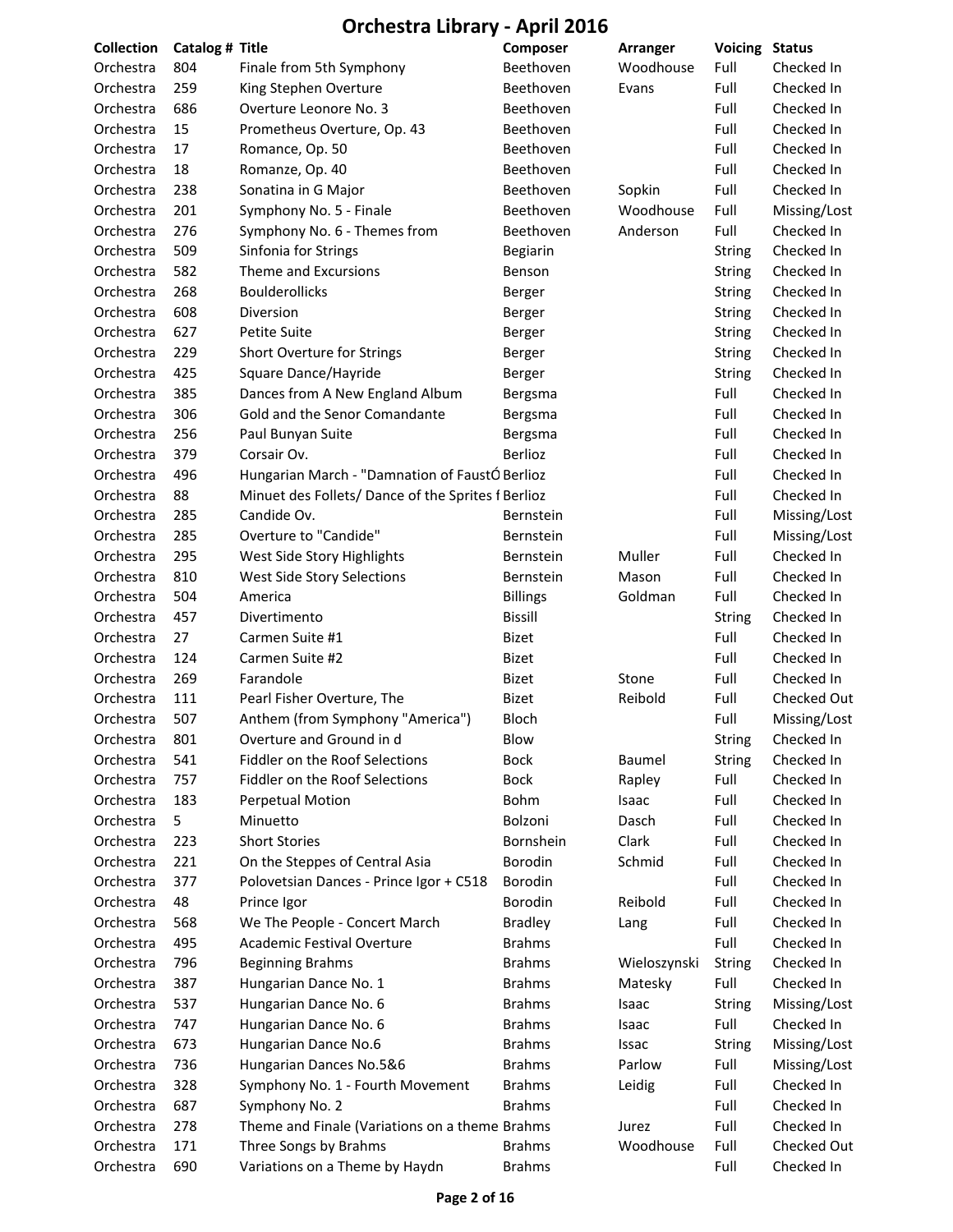# Orchestra Library - April 2016

| Collection | Catalog # | Title | Composer | Arranger | Voicing | Status |
|---|---|---|---|---|---|---|
| Orchestra | 804 | Finale from 5th Symphony | Beethoven | Woodhouse | Full | Checked In |
| Orchestra | 259 | King Stephen Overture | Beethoven | Evans | Full | Checked In |
| Orchestra | 686 | Overture Leonore No. 3 | Beethoven | | Full | Checked In |
| Orchestra | 15 | Prometheus Overture, Op. 43 | Beethoven | | Full | Checked In |
| Orchestra | 17 | Romance, Op. 50 | Beethoven | | Full | Checked In |
| Orchestra | 18 | Romanze, Op. 40 | Beethoven | | Full | Checked In |
| Orchestra | 238 | Sonatina in G Major | Beethoven | Sopkin | Full | Checked In |
| Orchestra | 201 | Symphony No. 5 - Finale | Beethoven | Woodhouse | Full | Missing/Lost |
| Orchestra | 276 | Symphony No. 6 - Themes from | Beethoven | Anderson | Full | Checked In |
| Orchestra | 509 | Sinfonia for Strings | Begiarin | | String | Checked In |
| Orchestra | 582 | Theme and Excursions | Benson | | String | Checked In |
| Orchestra | 268 | Boulderollicks | Berger | | String | Checked In |
| Orchestra | 608 | Diversion | Berger | | String | Checked In |
| Orchestra | 627 | Petite Suite | Berger | | String | Checked In |
| Orchestra | 229 | Short Overture for Strings | Berger | | String | Checked In |
| Orchestra | 425 | Square Dance/Hayride | Berger | | String | Checked In |
| Orchestra | 385 | Dances from A New England Album | Bergsma | | Full | Checked In |
| Orchestra | 306 | Gold and the Senor Comandante | Bergsma | | Full | Checked In |
| Orchestra | 256 | Paul Bunyan Suite | Bergsma | | Full | Checked In |
| Orchestra | 379 | Corsair Ov. | Berlioz | | Full | Checked In |
| Orchestra | 496 | Hungarian March - "Damnation of FaustÓ | Berlioz | | Full | Checked In |
| Orchestra | 88 | Minuet des Follets/ Dance of the Sprites f | Berlioz | | Full | Checked In |
| Orchestra | 285 | Candide Ov. | Bernstein | | Full | Missing/Lost |
| Orchestra | 285 | Overture to "Candide" | Bernstein | | Full | Missing/Lost |
| Orchestra | 295 | West Side Story Highlights | Bernstein | Muller | Full | Checked In |
| Orchestra | 810 | West Side Story Selections | Bernstein | Mason | Full | Checked In |
| Orchestra | 504 | America | Billings | Goldman | Full | Checked In |
| Orchestra | 457 | Divertimento | Bissill | | String | Checked In |
| Orchestra | 27 | Carmen Suite #1 | Bizet | | Full | Checked In |
| Orchestra | 124 | Carmen Suite #2 | Bizet | | Full | Checked In |
| Orchestra | 269 | Farandole | Bizet | Stone | Full | Checked In |
| Orchestra | 111 | Pearl Fisher Overture, The | Bizet | Reibold | Full | Checked Out |
| Orchestra | 507 | Anthem (from Symphony "America") | Bloch | | Full | Missing/Lost |
| Orchestra | 801 | Overture and Ground in d | Blow | | String | Checked In |
| Orchestra | 541 | Fiddler on the Roof Selections | Bock | Baumel | String | Checked In |
| Orchestra | 757 | Fiddler on the Roof Selections | Bock | Rapley | Full | Checked In |
| Orchestra | 183 | Perpetual Motion | Bohm | Isaac | Full | Checked In |
| Orchestra | 5 | Minuetto | Bolzoni | Dasch | Full | Checked In |
| Orchestra | 223 | Short Stories | Bornshein | Clark | Full | Checked In |
| Orchestra | 221 | On the Steppes of Central Asia | Borodin | Schmid | Full | Checked In |
| Orchestra | 377 | Polovetsian Dances - Prince Igor + C518 | Borodin | | Full | Checked In |
| Orchestra | 48 | Prince Igor | Borodin | Reibold | Full | Checked In |
| Orchestra | 568 | We The People - Concert March | Bradley | Lang | Full | Checked In |
| Orchestra | 495 | Academic Festival Overture | Brahms | | Full | Checked In |
| Orchestra | 796 | Beginning Brahms | Brahms | Wieloszynski | String | Checked In |
| Orchestra | 387 | Hungarian Dance No. 1 | Brahms | Matesky | Full | Checked In |
| Orchestra | 537 | Hungarian Dance No. 6 | Brahms | Isaac | String | Missing/Lost |
| Orchestra | 747 | Hungarian Dance No. 6 | Brahms | Isaac | Full | Checked In |
| Orchestra | 673 | Hungarian Dance No.6 | Brahms | Issac | String | Missing/Lost |
| Orchestra | 736 | Hungarian Dances No.5&6 | Brahms | Parlow | Full | Missing/Lost |
| Orchestra | 328 | Symphony No. 1 - Fourth Movement | Brahms | Leidig | Full | Checked In |
| Orchestra | 687 | Symphony No. 2 | Brahms | | Full | Checked In |
| Orchestra | 278 | Theme and Finale (Variations on a theme | Brahms | Jurez | Full | Checked In |
| Orchestra | 171 | Three Songs by Brahms | Brahms | Woodhouse | Full | Checked Out |
| Orchestra | 690 | Variations on a Theme by Haydn | Brahms | | Full | Checked In |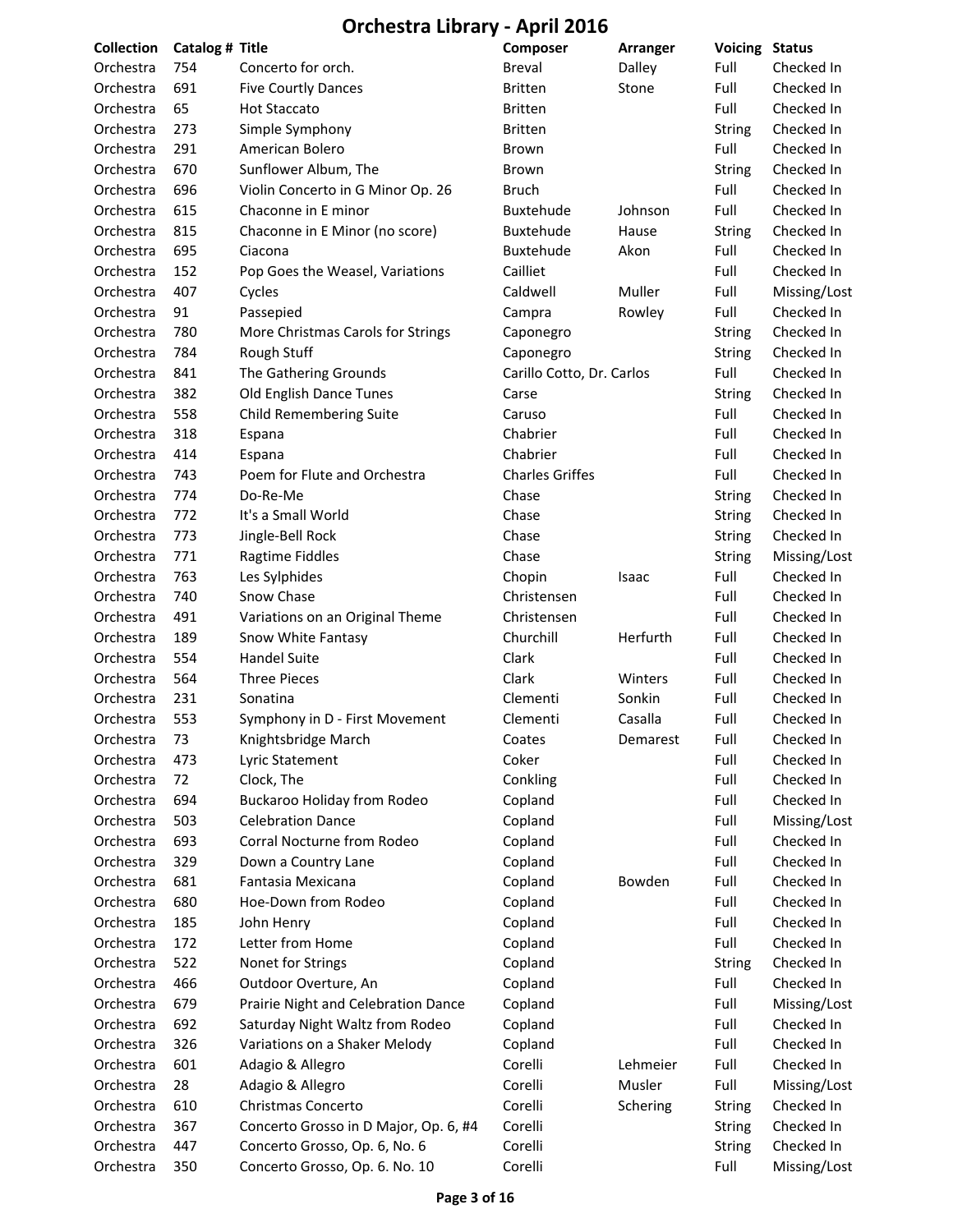# Orchestra Library - April 2016

| Collection | Catalog # | Title | Composer | Arranger | Voicing | Status |
|---|---|---|---|---|---|---|
| Orchestra | 754 | Concerto for orch. | Breval | Dalley | Full | Checked In |
| Orchestra | 691 | Five Courtly Dances | Britten | Stone | Full | Checked In |
| Orchestra | 65 | Hot Staccato | Britten | | Full | Checked In |
| Orchestra | 273 | Simple Symphony | Britten | | String | Checked In |
| Orchestra | 291 | American Bolero | Brown | | Full | Checked In |
| Orchestra | 670 | Sunflower Album, The | Brown | | String | Checked In |
| Orchestra | 696 | Violin Concerto in G Minor Op. 26 | Bruch | | Full | Checked In |
| Orchestra | 615 | Chaconne in E minor | Buxtehude | Johnson | Full | Checked In |
| Orchestra | 815 | Chaconne in E Minor (no score) | Buxtehude | Hause | String | Checked In |
| Orchestra | 695 | Ciacona | Buxtehude | Akon | Full | Checked In |
| Orchestra | 152 | Pop Goes the Weasel, Variations | Cailliet | | Full | Checked In |
| Orchestra | 407 | Cycles | Caldwell | Muller | Full | Missing/Lost |
| Orchestra | 91 | Passepied | Campra | Rowley | Full | Checked In |
| Orchestra | 780 | More Christmas Carols for Strings | Caponegro | | String | Checked In |
| Orchestra | 784 | Rough Stuff | Caponegro | | String | Checked In |
| Orchestra | 841 | The Gathering Grounds | Carillo Cotto, Dr. Carlos | | Full | Checked In |
| Orchestra | 382 | Old English Dance Tunes | Carse | | String | Checked In |
| Orchestra | 558 | Child Remembering Suite | Caruso | | Full | Checked In |
| Orchestra | 318 | Espana | Chabrier | | Full | Checked In |
| Orchestra | 414 | Espana | Chabrier | | Full | Checked In |
| Orchestra | 743 | Poem for Flute and Orchestra | Charles Griffes | | Full | Checked In |
| Orchestra | 774 | Do-Re-Me | Chase | | String | Checked In |
| Orchestra | 772 | It's a Small World | Chase | | String | Checked In |
| Orchestra | 773 | Jingle-Bell Rock | Chase | | String | Checked In |
| Orchestra | 771 | Ragtime Fiddles | Chase | | String | Missing/Lost |
| Orchestra | 763 | Les Sylphides | Chopin | Isaac | Full | Checked In |
| Orchestra | 740 | Snow Chase | Christensen | | Full | Checked In |
| Orchestra | 491 | Variations on an Original Theme | Christensen | | Full | Checked In |
| Orchestra | 189 | Snow White Fantasy | Churchill | Herfurth | Full | Checked In |
| Orchestra | 554 | Handel Suite | Clark | | Full | Checked In |
| Orchestra | 564 | Three Pieces | Clark | Winters | Full | Checked In |
| Orchestra | 231 | Sonatina | Clementi | Sonkin | Full | Checked In |
| Orchestra | 553 | Symphony in D - First Movement | Clementi | Casalla | Full | Checked In |
| Orchestra | 73 | Knightsbridge March | Coates | Demarest | Full | Checked In |
| Orchestra | 473 | Lyric Statement | Coker | | Full | Checked In |
| Orchestra | 72 | Clock, The | Conkling | | Full | Checked In |
| Orchestra | 694 | Buckaroo Holiday from Rodeo | Copland | | Full | Checked In |
| Orchestra | 503 | Celebration Dance | Copland | | Full | Missing/Lost |
| Orchestra | 693 | Corral Nocturne from Rodeo | Copland | | Full | Checked In |
| Orchestra | 329 | Down a Country Lane | Copland | | Full | Checked In |
| Orchestra | 681 | Fantasia Mexicana | Copland | Bowden | Full | Checked In |
| Orchestra | 680 | Hoe-Down from Rodeo | Copland | | Full | Checked In |
| Orchestra | 185 | John Henry | Copland | | Full | Checked In |
| Orchestra | 172 | Letter from Home | Copland | | Full | Checked In |
| Orchestra | 522 | Nonet for Strings | Copland | | String | Checked In |
| Orchestra | 466 | Outdoor Overture, An | Copland | | Full | Checked In |
| Orchestra | 679 | Prairie Night and Celebration Dance | Copland | | Full | Missing/Lost |
| Orchestra | 692 | Saturday Night Waltz from Rodeo | Copland | | Full | Checked In |
| Orchestra | 326 | Variations on a Shaker Melody | Copland | | Full | Checked In |
| Orchestra | 601 | Adagio & Allegro | Corelli | Lehmeier | Full | Checked In |
| Orchestra | 28 | Adagio & Allegro | Corelli | Musler | Full | Missing/Lost |
| Orchestra | 610 | Christmas Concerto | Corelli | Schering | String | Checked In |
| Orchestra | 367 | Concerto Grosso in D Major, Op. 6, #4 | Corelli | | String | Checked In |
| Orchestra | 447 | Concerto Grosso, Op. 6, No. 6 | Corelli | | String | Checked In |
| Orchestra | 350 | Concerto Grosso, Op. 6. No. 10 | Corelli | | Full | Missing/Lost |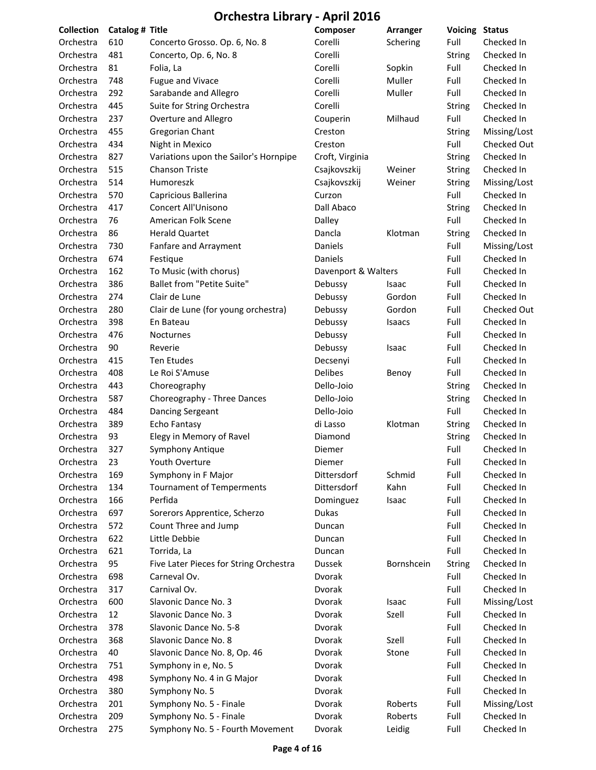# Orchestra Library - April 2016

| Collection | Catalog # | Title | Composer | Arranger | Voicing | Status |
|---|---|---|---|---|---|---|
| Orchestra | 610 | Concerto Grosso. Op. 6, No. 8 | Corelli | Schering | Full | Checked In |
| Orchestra | 481 | Concerto, Op. 6, No. 8 | Corelli | | String | Checked In |
| Orchestra | 81 | Folia, La | Corelli | Sopkin | Full | Checked In |
| Orchestra | 748 | Fugue and Vivace | Corelli | Muller | Full | Checked In |
| Orchestra | 292 | Sarabande and Allegro | Corelli | Muller | Full | Checked In |
| Orchestra | 445 | Suite for String Orchestra | Corelli | | String | Checked In |
| Orchestra | 237 | Overture and Allegro | Couperin | Milhaud | Full | Checked In |
| Orchestra | 455 | Gregorian Chant | Creston | | String | Missing/Lost |
| Orchestra | 434 | Night in Mexico | Creston | | Full | Checked Out |
| Orchestra | 827 | Variations upon the Sailor's Hornpipe | Croft, Virginia | | String | Checked In |
| Orchestra | 515 | Chanson Triste | Csajkovszkij | Weiner | String | Checked In |
| Orchestra | 514 | Humoreszk | Csajkovszkij | Weiner | String | Missing/Lost |
| Orchestra | 570 | Capricious Ballerina | Curzon | | Full | Checked In |
| Orchestra | 417 | Concert All'Unisono | Dall Abaco | | String | Checked In |
| Orchestra | 76 | American Folk Scene | Dalley | | Full | Checked In |
| Orchestra | 86 | Herald Quartet | Dancla | Klotman | String | Checked In |
| Orchestra | 730 | Fanfare and Arrayment | Daniels | | Full | Missing/Lost |
| Orchestra | 674 | Festique | Daniels | | Full | Checked In |
| Orchestra | 162 | To Music (with chorus) | Davenport & Walters | | Full | Checked In |
| Orchestra | 386 | Ballet from "Petite Suite" | Debussy | Isaac | Full | Checked In |
| Orchestra | 274 | Clair de Lune | Debussy | Gordon | Full | Checked In |
| Orchestra | 280 | Clair de Lune (for young orchestra) | Debussy | Gordon | Full | Checked Out |
| Orchestra | 398 | En Bateau | Debussy | Isaacs | Full | Checked In |
| Orchestra | 476 | Nocturnes | Debussy | | Full | Checked In |
| Orchestra | 90 | Reverie | Debussy | Isaac | Full | Checked In |
| Orchestra | 415 | Ten Etudes | Decsenyi | | Full | Checked In |
| Orchestra | 408 | Le Roi S'Amuse | Delibes | Benoy | Full | Checked In |
| Orchestra | 443 | Choreography | Dello-Joio | | String | Checked In |
| Orchestra | 587 | Choreography - Three Dances | Dello-Joio | | String | Checked In |
| Orchestra | 484 | Dancing Sergeant | Dello-Joio | | Full | Checked In |
| Orchestra | 389 | Echo Fantasy | di Lasso | Klotman | String | Checked In |
| Orchestra | 93 | Elegy in Memory of Ravel | Diamond | | String | Checked In |
| Orchestra | 327 | Symphony Antique | Diemer | | Full | Checked In |
| Orchestra | 23 | Youth Overture | Diemer | | Full | Checked In |
| Orchestra | 169 | Symphony in F Major | Dittersdorf | Schmid | Full | Checked In |
| Orchestra | 134 | Tournament of Temperments | Dittersdorf | Kahn | Full | Checked In |
| Orchestra | 166 | Perfida | Dominguez | Isaac | Full | Checked In |
| Orchestra | 697 | Sorerors Apprentice, Scherzo | Dukas | | Full | Checked In |
| Orchestra | 572 | Count Three and Jump | Duncan | | Full | Checked In |
| Orchestra | 622 | Little Debbie | Duncan | | Full | Checked In |
| Orchestra | 621 | Torrida, La | Duncan | | Full | Checked In |
| Orchestra | 95 | Five Later Pieces for String Orchestra | Dussek | Bornshcein | String | Checked In |
| Orchestra | 698 | Carneval Ov. | Dvorak | | Full | Checked In |
| Orchestra | 317 | Carnival Ov. | Dvorak | | Full | Checked In |
| Orchestra | 600 | Slavonic Dance No. 3 | Dvorak | Isaac | Full | Missing/Lost |
| Orchestra | 12 | Slavonic Dance No. 3 | Dvorak | Szell | Full | Checked In |
| Orchestra | 378 | Slavonic Dance No. 5-8 | Dvorak | | Full | Checked In |
| Orchestra | 368 | Slavonic Dance No. 8 | Dvorak | Szell | Full | Checked In |
| Orchestra | 40 | Slavonic Dance No. 8, Op. 46 | Dvorak | Stone | Full | Checked In |
| Orchestra | 751 | Symphony in e, No. 5 | Dvorak | | Full | Checked In |
| Orchestra | 498 | Symphony No. 4 in G Major | Dvorak | | Full | Checked In |
| Orchestra | 380 | Symphony No. 5 | Dvorak | | Full | Checked In |
| Orchestra | 201 | Symphony No. 5 - Finale | Dvorak | Roberts | Full | Missing/Lost |
| Orchestra | 209 | Symphony No. 5 - Finale | Dvorak | Roberts | Full | Checked In |
| Orchestra | 275 | Symphony No. 5 - Fourth Movement | Dvorak | Leidig | Full | Checked In |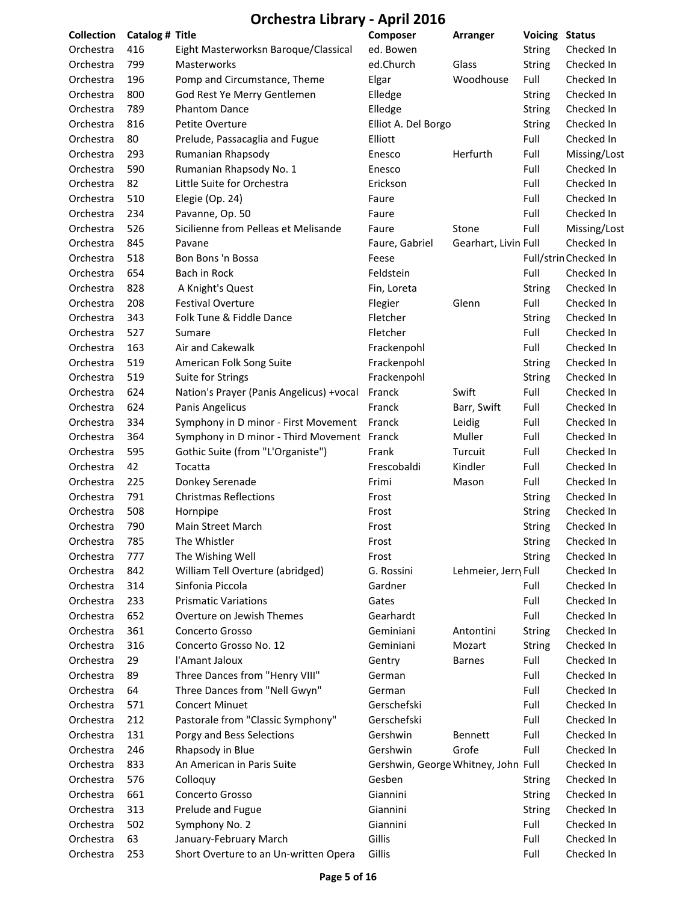# Orchestra Library - April 2016

| Collection | Catalog # | Title | Composer | Arranger | Voicing | Status |
|---|---|---|---|---|---|---|
| Orchestra | 416 | Eight Masterworksn Baroque/Classical | ed. Bowen | | String | Checked In |
| Orchestra | 799 | Masterworks | ed.Church | Glass | String | Checked In |
| Orchestra | 196 | Pomp and Circumstance, Theme | Elgar | Woodhouse | Full | Checked In |
| Orchestra | 800 | God Rest Ye Merry Gentlemen | Elledge | | String | Checked In |
| Orchestra | 789 | Phantom Dance | Elledge | | String | Checked In |
| Orchestra | 816 | Petite Overture | Elliot A. Del Borgo | | String | Checked In |
| Orchestra | 80 | Prelude, Passacaglia and Fugue | Elliott | | Full | Checked In |
| Orchestra | 293 | Rumanian Rhapsody | Enesco | Herfurth | Full | Missing/Lost |
| Orchestra | 590 | Rumanian Rhapsody No. 1 | Enesco | | Full | Checked In |
| Orchestra | 82 | Little Suite for Orchestra | Erickson | | Full | Checked In |
| Orchestra | 510 | Elegie (Op. 24) | Faure | | Full | Checked In |
| Orchestra | 234 | Pavanne, Op. 50 | Faure | | Full | Checked In |
| Orchestra | 526 | Sicilienne from Pelleas et Melisande | Faure | Stone | Full | Missing/Lost |
| Orchestra | 845 | Pavane | Faure, Gabriel | Gearhart, Livin | Full | Checked In |
| Orchestra | 518 | Bon Bons 'n Bossa | Feese | | Full/strin | Checked In |
| Orchestra | 654 | Bach in Rock | Feldstein | | Full | Checked In |
| Orchestra | 828 | A Knight's Quest | Fin, Loreta | | String | Checked In |
| Orchestra | 208 | Festival Overture | Flegier | Glenn | Full | Checked In |
| Orchestra | 343 | Folk Tune & Fiddle Dance | Fletcher | | String | Checked In |
| Orchestra | 527 | Sumare | Fletcher | | Full | Checked In |
| Orchestra | 163 | Air and Cakewalk | Frackenpohl | | Full | Checked In |
| Orchestra | 519 | American Folk Song Suite | Frackenpohl | | String | Checked In |
| Orchestra | 519 | Suite for Strings | Frackenpohl | | String | Checked In |
| Orchestra | 624 | Nation's Prayer (Panis Angelicus) +vocal | Franck | Swift | Full | Checked In |
| Orchestra | 624 | Panis Angelicus | Franck | Barr, Swift | Full | Checked In |
| Orchestra | 334 | Symphony in D minor - First Movement | Franck | Leidig | Full | Checked In |
| Orchestra | 364 | Symphony in D minor - Third Movement | Franck | Muller | Full | Checked In |
| Orchestra | 595 | Gothic Suite (from "L'Organiste") | Frank | Turcuit | Full | Checked In |
| Orchestra | 42 | Tocatta | Frescobaldi | Kindler | Full | Checked In |
| Orchestra | 225 | Donkey Serenade | Frimi | Mason | Full | Checked In |
| Orchestra | 791 | Christmas Reflections | Frost | | String | Checked In |
| Orchestra | 508 | Hornpipe | Frost | | String | Checked In |
| Orchestra | 790 | Main Street March | Frost | | String | Checked In |
| Orchestra | 785 | The Whistler | Frost | | String | Checked In |
| Orchestra | 777 | The Wishing Well | Frost | | String | Checked In |
| Orchestra | 842 | William Tell Overture (abridged) | G. Rossini | Lehmeier, Jerry | Full | Checked In |
| Orchestra | 314 | Sinfonia Piccola | Gardner | | Full | Checked In |
| Orchestra | 233 | Prismatic Variations | Gates | | Full | Checked In |
| Orchestra | 652 | Overture on Jewish Themes | Gearhardt | | Full | Checked In |
| Orchestra | 361 | Concerto Grosso | Geminiani | Antontini | String | Checked In |
| Orchestra | 316 | Concerto Grosso No. 12 | Geminiani | Mozart | String | Checked In |
| Orchestra | 29 | l'Amant Jaloux | Gentry | Barnes | Full | Checked In |
| Orchestra | 89 | Three Dances from "Henry VIII" | German | | Full | Checked In |
| Orchestra | 64 | Three Dances from "Nell Gwyn" | German | | Full | Checked In |
| Orchestra | 571 | Concert Minuet | Gerschefski | | Full | Checked In |
| Orchestra | 212 | Pastorale from "Classic Symphony" | Gerschefski | | Full | Checked In |
| Orchestra | 131 | Porgy and Bess Selections | Gershwin | Bennett | Full | Checked In |
| Orchestra | 246 | Rhapsody in Blue | Gershwin | Grofe | Full | Checked In |
| Orchestra | 833 | An American in Paris Suite | Gershwin, George | Whitney, John | Full | Checked In |
| Orchestra | 576 | Colloquy | Gesben | | String | Checked In |
| Orchestra | 661 | Concerto Grosso | Giannini | | String | Checked In |
| Orchestra | 313 | Prelude and Fugue | Giannini | | String | Checked In |
| Orchestra | 502 | Symphony No. 2 | Giannini | | Full | Checked In |
| Orchestra | 63 | January-February March | Gillis | | Full | Checked In |
| Orchestra | 253 | Short Overture to an Un-written Opera | Gillis | | Full | Checked In |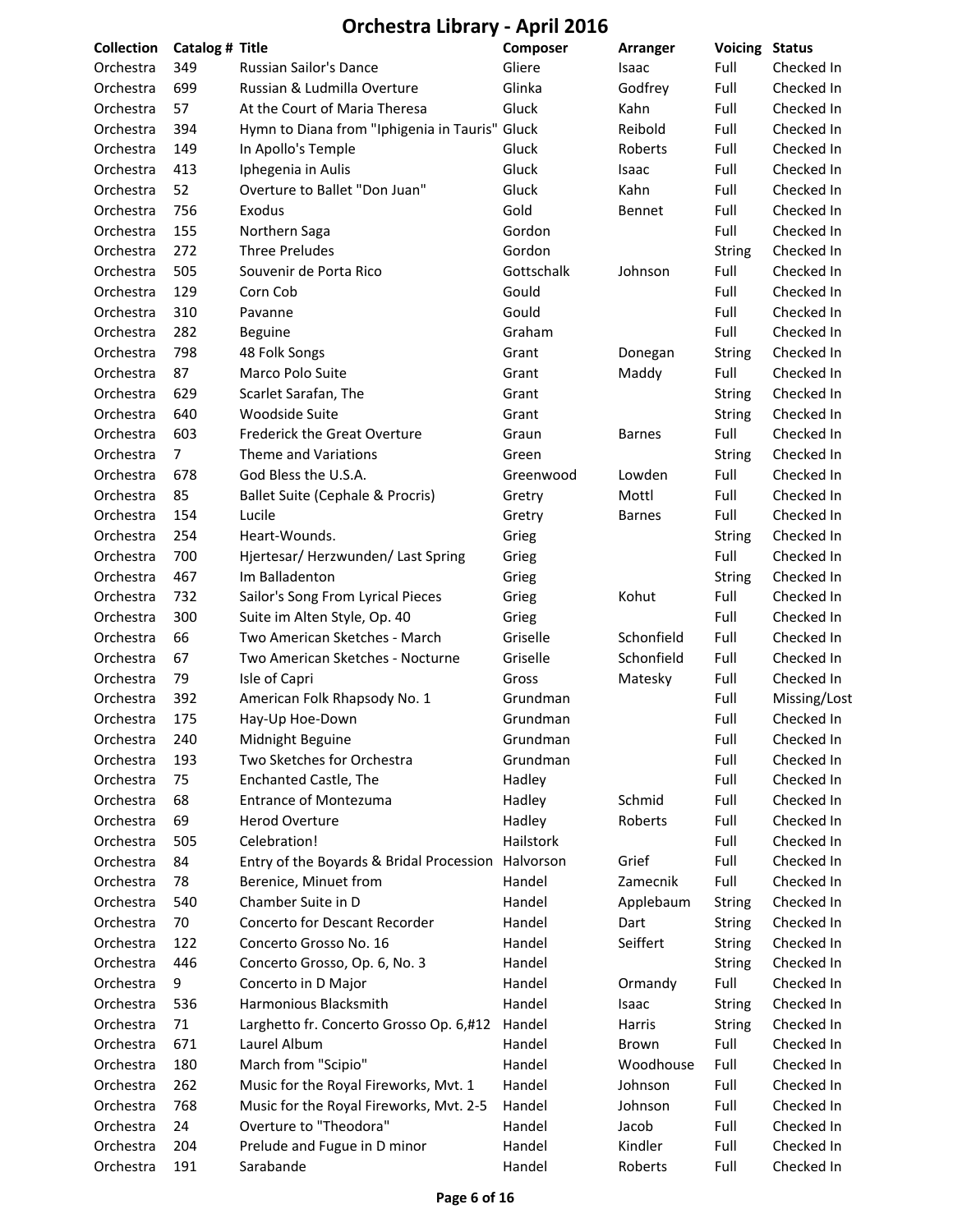# Orchestra Library - April 2016

| Collection | Catalog # | Title | Composer | Arranger | Voicing | Status |
|---|---|---|---|---|---|---|
| Orchestra | 349 | Russian Sailor's Dance | Gliere | Isaac | Full | Checked In |
| Orchestra | 699 | Russian & Ludmilla Overture | Glinka | Godfrey | Full | Checked In |
| Orchestra | 57 | At the Court of Maria Theresa | Gluck | Kahn | Full | Checked In |
| Orchestra | 394 | Hymn to Diana from "Iphigenia in Tauris" | Gluck | Reibold | Full | Checked In |
| Orchestra | 149 | In Apollo's Temple | Gluck | Roberts | Full | Checked In |
| Orchestra | 413 | Iphegenia in Aulis | Gluck | Isaac | Full | Checked In |
| Orchestra | 52 | Overture to Ballet "Don Juan" | Gluck | Kahn | Full | Checked In |
| Orchestra | 756 | Exodus | Gold | Bennet | Full | Checked In |
| Orchestra | 155 | Northern Saga | Gordon | | Full | Checked In |
| Orchestra | 272 | Three Preludes | Gordon | | String | Checked In |
| Orchestra | 505 | Souvenir de Porta Rico | Gottschalk | Johnson | Full | Checked In |
| Orchestra | 129 | Corn Cob | Gould | | Full | Checked In |
| Orchestra | 310 | Pavanne | Gould | | Full | Checked In |
| Orchestra | 282 | Beguine | Graham | | Full | Checked In |
| Orchestra | 798 | 48 Folk Songs | Grant | Donegan | String | Checked In |
| Orchestra | 87 | Marco Polo Suite | Grant | Maddy | Full | Checked In |
| Orchestra | 629 | Scarlet Sarafan, The | Grant | | String | Checked In |
| Orchestra | 640 | Woodside Suite | Grant | | String | Checked In |
| Orchestra | 603 | Frederick the Great Overture | Graun | Barnes | Full | Checked In |
| Orchestra | 7 | Theme and Variations | Green | | String | Checked In |
| Orchestra | 678 | God Bless the U.S.A. | Greenwood | Lowden | Full | Checked In |
| Orchestra | 85 | Ballet Suite (Cephale & Procris) | Gretry | Mottl | Full | Checked In |
| Orchestra | 154 | Lucile | Gretry | Barnes | Full | Checked In |
| Orchestra | 254 | Heart-Wounds. | Grieg | | String | Checked In |
| Orchestra | 700 | Hjertesar/ Herzwunden/ Last Spring | Grieg | | Full | Checked In |
| Orchestra | 467 | Im Balladenton | Grieg | | String | Checked In |
| Orchestra | 732 | Sailor's Song From Lyrical Pieces | Grieg | Kohut | Full | Checked In |
| Orchestra | 300 | Suite im Alten Style, Op. 40 | Grieg | | Full | Checked In |
| Orchestra | 66 | Two American Sketches - March | Griselle | Schonfield | Full | Checked In |
| Orchestra | 67 | Two American Sketches - Nocturne | Griselle | Schonfield | Full | Checked In |
| Orchestra | 79 | Isle of Capri | Gross | Matesky | Full | Checked In |
| Orchestra | 392 | American Folk Rhapsody No. 1 | Grundman | | Full | Missing/Lost |
| Orchestra | 175 | Hay-Up Hoe-Down | Grundman | | Full | Checked In |
| Orchestra | 240 | Midnight Beguine | Grundman | | Full | Checked In |
| Orchestra | 193 | Two Sketches for Orchestra | Grundman | | Full | Checked In |
| Orchestra | 75 | Enchanted Castle, The | Hadley | | Full | Checked In |
| Orchestra | 68 | Entrance of Montezuma | Hadley | Schmid | Full | Checked In |
| Orchestra | 69 | Herod Overture | Hadley | Roberts | Full | Checked In |
| Orchestra | 505 | Celebration! | Hailstork | | Full | Checked In |
| Orchestra | 84 | Entry of the Boyards & Bridal Procession | Halvorson | Grief | Full | Checked In |
| Orchestra | 78 | Berenice, Minuet from | Handel | Zamecnik | Full | Checked In |
| Orchestra | 540 | Chamber Suite in D | Handel | Applebaum | String | Checked In |
| Orchestra | 70 | Concerto for Descant Recorder | Handel | Dart | String | Checked In |
| Orchestra | 122 | Concerto Grosso No. 16 | Handel | Seiffert | String | Checked In |
| Orchestra | 446 | Concerto Grosso, Op. 6, No. 3 | Handel | | String | Checked In |
| Orchestra | 9 | Concerto in D Major | Handel | Ormandy | Full | Checked In |
| Orchestra | 536 | Harmonious Blacksmith | Handel | Isaac | String | Checked In |
| Orchestra | 71 | Larghetto fr. Concerto Grosso Op. 6,#12 | Handel | Harris | String | Checked In |
| Orchestra | 671 | Laurel Album | Handel | Brown | Full | Checked In |
| Orchestra | 180 | March from "Scipio" | Handel | Woodhouse | Full | Checked In |
| Orchestra | 262 | Music for the Royal Fireworks, Mvt. 1 | Handel | Johnson | Full | Checked In |
| Orchestra | 768 | Music for the Royal Fireworks, Mvt. 2-5 | Handel | Johnson | Full | Checked In |
| Orchestra | 24 | Overture to "Theodora" | Handel | Jacob | Full | Checked In |
| Orchestra | 204 | Prelude and Fugue in D minor | Handel | Kindler | Full | Checked In |
| Orchestra | 191 | Sarabande | Handel | Roberts | Full | Checked In |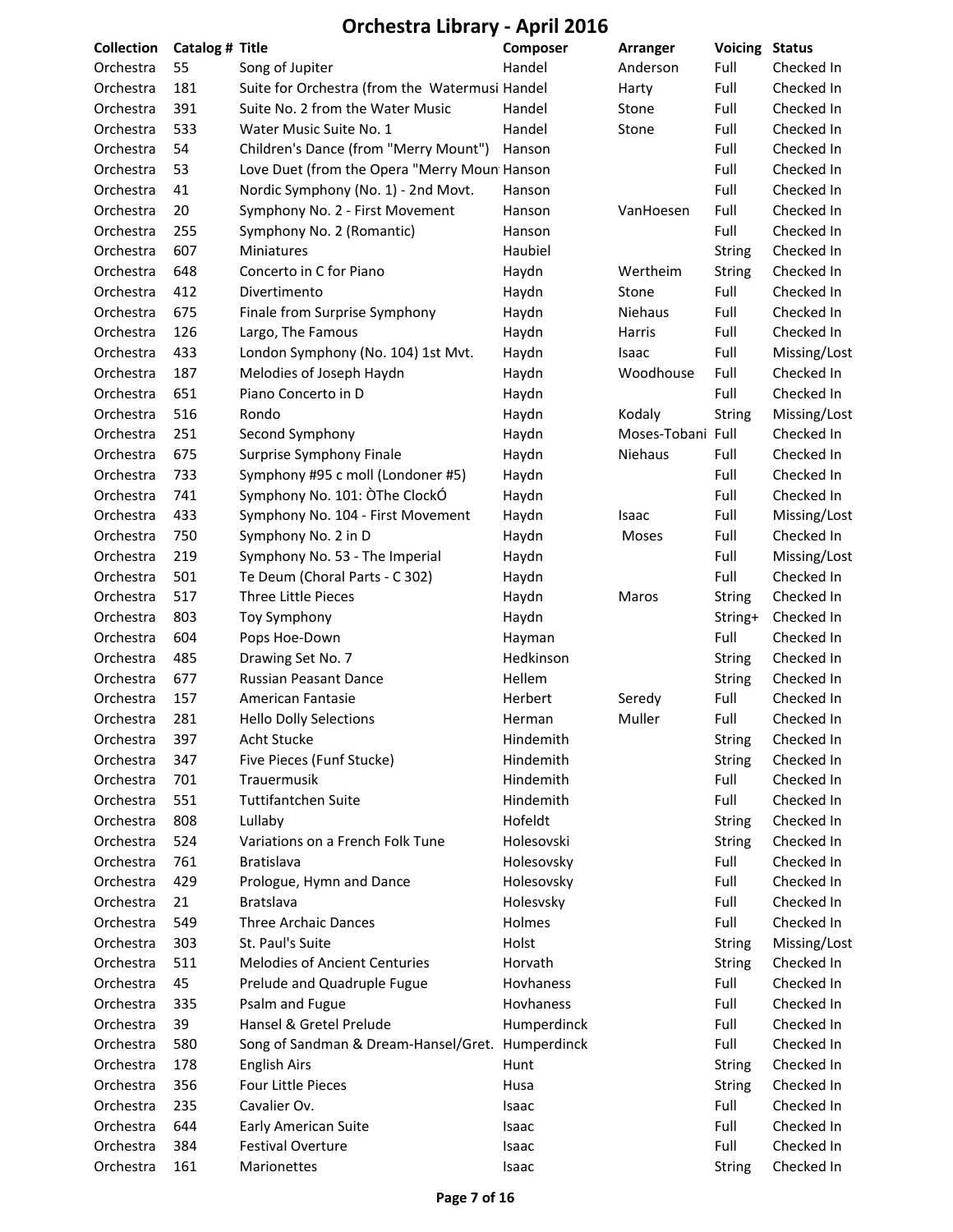# Orchestra Library - April 2016

| Collection | Catalog # | Title | Composer | Arranger | Voicing | Status |
|---|---|---|---|---|---|---|
| Orchestra | 55 | Song of Jupiter | Handel | Anderson | Full | Checked In |
| Orchestra | 181 | Suite for Orchestra (from the Watermusi | Handel | Harty | Full | Checked In |
| Orchestra | 391 | Suite No. 2 from the Water Music | Handel | Stone | Full | Checked In |
| Orchestra | 533 | Water Music Suite No. 1 | Handel | Stone | Full | Checked In |
| Orchestra | 54 | Children's Dance (from "Merry Mount") | Hanson | | Full | Checked In |
| Orchestra | 53 | Love Duet (from the Opera "Merry Moun | Hanson | | Full | Checked In |
| Orchestra | 41 | Nordic Symphony (No. 1) - 2nd Movt. | Hanson | | Full | Checked In |
| Orchestra | 20 | Symphony No. 2 - First Movement | Hanson | VanHoesen | Full | Checked In |
| Orchestra | 255 | Symphony No. 2 (Romantic) | Hanson | | Full | Checked In |
| Orchestra | 607 | Miniatures | Haubiel | | String | Checked In |
| Orchestra | 648 | Concerto in C for Piano | Haydn | Wertheim | String | Checked In |
| Orchestra | 412 | Divertimento | Haydn | Stone | Full | Checked In |
| Orchestra | 675 | Finale from Surprise Symphony | Haydn | Niehaus | Full | Checked In |
| Orchestra | 126 | Largo, The Famous | Haydn | Harris | Full | Checked In |
| Orchestra | 433 | London Symphony (No. 104) 1st Mvt. | Haydn | Isaac | Full | Missing/Lost |
| Orchestra | 187 | Melodies of Joseph Haydn | Haydn | Woodhouse | Full | Checked In |
| Orchestra | 651 | Piano Concerto in D | Haydn | | Full | Checked In |
| Orchestra | 516 | Rondo | Haydn | Kodaly | String | Missing/Lost |
| Orchestra | 251 | Second Symphony | Haydn | Moses-Tobani | Full | Checked In |
| Orchestra | 675 | Surprise Symphony Finale | Haydn | Niehaus | Full | Checked In |
| Orchestra | 733 | Symphony #95 c moll (Londoner #5) | Haydn | | Full | Checked In |
| Orchestra | 741 | Symphony No. 101: ÒThe ClockÓ | Haydn | | Full | Checked In |
| Orchestra | 433 | Symphony No. 104 - First Movement | Haydn | Isaac | Full | Missing/Lost |
| Orchestra | 750 | Symphony No. 2 in D | Haydn | Moses | Full | Checked In |
| Orchestra | 219 | Symphony No. 53 - The Imperial | Haydn | | Full | Missing/Lost |
| Orchestra | 501 | Te Deum (Choral Parts - C 302) | Haydn | | Full | Checked In |
| Orchestra | 517 | Three Little Pieces | Haydn | Maros | String | Checked In |
| Orchestra | 803 | Toy Symphony | Haydn | | String+ | Checked In |
| Orchestra | 604 | Pops Hoe-Down | Hayman | | Full | Checked In |
| Orchestra | 485 | Drawing Set No. 7 | Hedkinson | | String | Checked In |
| Orchestra | 677 | Russian Peasant Dance | Hellem | | String | Checked In |
| Orchestra | 157 | American Fantasie | Herbert | Seredy | Full | Checked In |
| Orchestra | 281 | Hello Dolly Selections | Herman | Muller | Full | Checked In |
| Orchestra | 397 | Acht Stucke | Hindemith | | String | Checked In |
| Orchestra | 347 | Five Pieces (Funf Stucke) | Hindemith | | String | Checked In |
| Orchestra | 701 | Trauermusik | Hindemith | | Full | Checked In |
| Orchestra | 551 | Tuttifantchen Suite | Hindemith | | Full | Checked In |
| Orchestra | 808 | Lullaby | Hofeldt | | String | Checked In |
| Orchestra | 524 | Variations on a French Folk Tune | Holesovski | | String | Checked In |
| Orchestra | 761 | Bratislava | Holesovsky | | Full | Checked In |
| Orchestra | 429 | Prologue, Hymn and Dance | Holesovsky | | Full | Checked In |
| Orchestra | 21 | Bratslava | Holesvsky | | Full | Checked In |
| Orchestra | 549 | Three Archaic Dances | Holmes | | Full | Checked In |
| Orchestra | 303 | St. Paul's Suite | Holst | | String | Missing/Lost |
| Orchestra | 511 | Melodies of Ancient Centuries | Horvath | | String | Checked In |
| Orchestra | 45 | Prelude and Quadruple Fugue | Hovhaness | | Full | Checked In |
| Orchestra | 335 | Psalm and Fugue | Hovhaness | | Full | Checked In |
| Orchestra | 39 | Hansel & Gretel Prelude | Humperdinck | | Full | Checked In |
| Orchestra | 580 | Song of Sandman & Dream-Hansel/Gret. | Humperdinck | | Full | Checked In |
| Orchestra | 178 | English Airs | Hunt | | String | Checked In |
| Orchestra | 356 | Four Little Pieces | Husa | | String | Checked In |
| Orchestra | 235 | Cavalier Ov. | Isaac | | Full | Checked In |
| Orchestra | 644 | Early American Suite | Isaac | | Full | Checked In |
| Orchestra | 384 | Festival Overture | Isaac | | Full | Checked In |
| Orchestra | 161 | Marionettes | Isaac | | String | Checked In |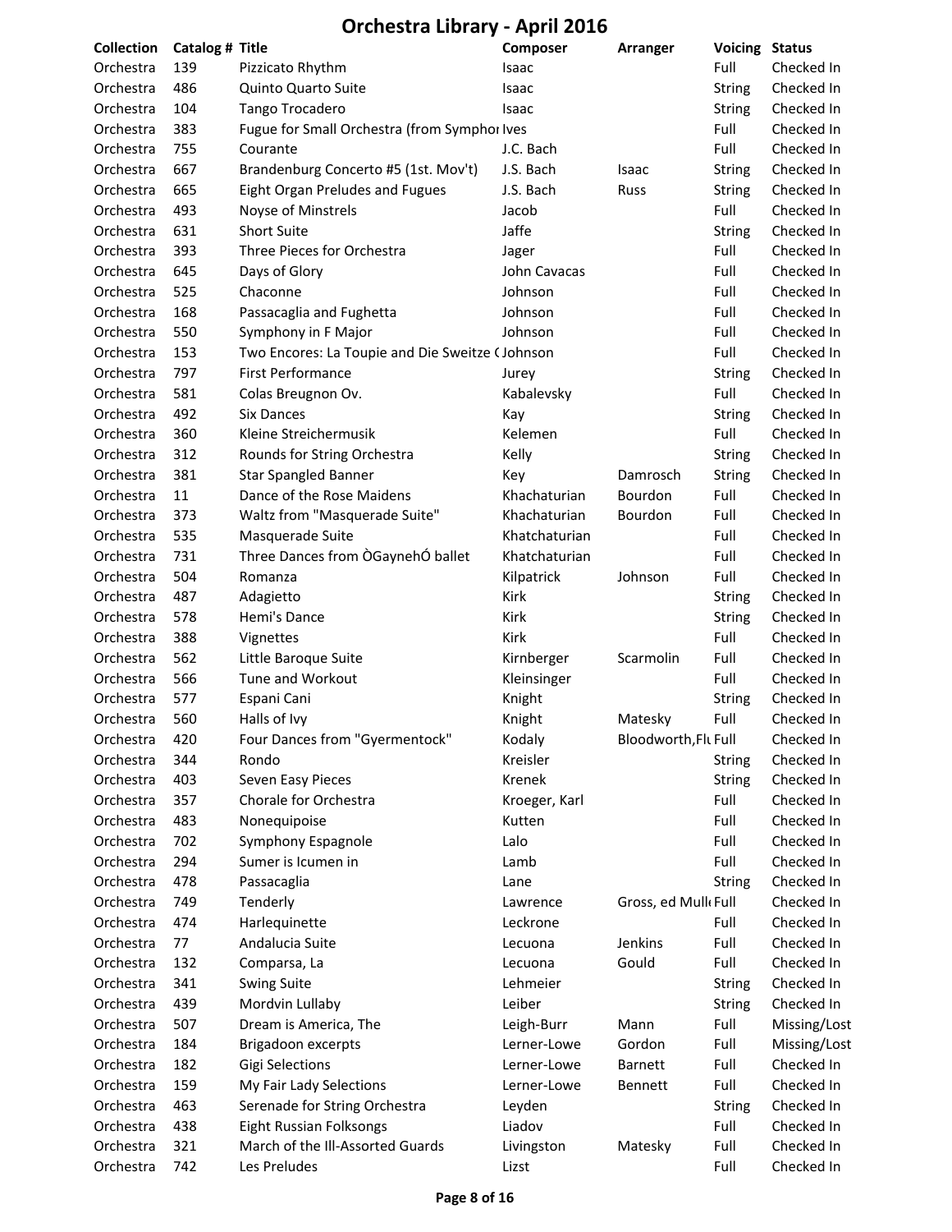# Orchestra Library - April 2016

| Collection | Catalog # | Title | Composer | Arranger | Voicing | Status |
|---|---|---|---|---|---|---|
| Orchestra | 139 | Pizzicato Rhythm | Isaac | | Full | Checked In |
| Orchestra | 486 | Quinto Quarto Suite | Isaac | | String | Checked In |
| Orchestra | 104 | Tango Trocadero | Isaac | | String | Checked In |
| Orchestra | 383 | Fugue for Small Orchestra (from Symphor | Ives | | Full | Checked In |
| Orchestra | 755 | Courante | J.C. Bach | | Full | Checked In |
| Orchestra | 667 | Brandenburg Concerto #5 (1st. Mov't) | J.S. Bach | Isaac | String | Checked In |
| Orchestra | 665 | Eight Organ Preludes and Fugues | J.S. Bach | Russ | String | Checked In |
| Orchestra | 493 | Noyse of Minstrels | Jacob | | Full | Checked In |
| Orchestra | 631 | Short Suite | Jaffe | | String | Checked In |
| Orchestra | 393 | Three Pieces for Orchestra | Jager | | Full | Checked In |
| Orchestra | 645 | Days of Glory | John Cavacas | | Full | Checked In |
| Orchestra | 525 | Chaconne | Johnson | | Full | Checked In |
| Orchestra | 168 | Passacaglia and Fughetta | Johnson | | Full | Checked In |
| Orchestra | 550 | Symphony in F Major | Johnson | | Full | Checked In |
| Orchestra | 153 | Two Encores: La Toupie and Die Sweitze ( | Johnson | | Full | Checked In |
| Orchestra | 797 | First Performance | Jurey | | String | Checked In |
| Orchestra | 581 | Colas Breugnon Ov. | Kabalevsky | | Full | Checked In |
| Orchestra | 492 | Six Dances | Kay | | String | Checked In |
| Orchestra | 360 | Kleine Streichermusik | Kelemen | | Full | Checked In |
| Orchestra | 312 | Rounds for String Orchestra | Kelly | | String | Checked In |
| Orchestra | 381 | Star Spangled Banner | Key | Damrosch | String | Checked In |
| Orchestra | 11 | Dance of the Rose Maidens | Khachaturian | Bourdon | Full | Checked In |
| Orchestra | 373 | Waltz from "Masquerade Suite" | Khachaturian | Bourdon | Full | Checked In |
| Orchestra | 535 | Masquerade Suite | Khatchaturian | | Full | Checked In |
| Orchestra | 731 | Three Dances from ÒGaynehÓ ballet | Khatchaturian | | Full | Checked In |
| Orchestra | 504 | Romanza | Kilpatrick | Johnson | Full | Checked In |
| Orchestra | 487 | Adagietto | Kirk | | String | Checked In |
| Orchestra | 578 | Hemi's Dance | Kirk | | String | Checked In |
| Orchestra | 388 | Vignettes | Kirk | | Full | Checked In |
| Orchestra | 562 | Little Baroque Suite | Kirnberger | Scarmolin | Full | Checked In |
| Orchestra | 566 | Tune and Workout | Kleinsinger | | Full | Checked In |
| Orchestra | 577 | Espani Cani | Knight | | String | Checked In |
| Orchestra | 560 | Halls of Ivy | Knight | Matesky | Full | Checked In |
| Orchestra | 420 | Four Dances from "Gyermentock" | Kodaly | Bloodworth,Flu | Full | Checked In |
| Orchestra | 344 | Rondo | Kreisler | | String | Checked In |
| Orchestra | 403 | Seven Easy Pieces | Krenek | | String | Checked In |
| Orchestra | 357 | Chorale for Orchestra | Kroeger, Karl | | Full | Checked In |
| Orchestra | 483 | Nonequipoise | Kutten | | Full | Checked In |
| Orchestra | 702 | Symphony Espagnole | Lalo | | Full | Checked In |
| Orchestra | 294 | Sumer is Icumen in | Lamb | | Full | Checked In |
| Orchestra | 478 | Passacaglia | Lane | | String | Checked In |
| Orchestra | 749 | Tenderly | Lawrence | Gross, ed Mull | Full | Checked In |
| Orchestra | 474 | Harlequinette | Leckrone | | Full | Checked In |
| Orchestra | 77 | Andalucia Suite | Lecuona | Jenkins | Full | Checked In |
| Orchestra | 132 | Comparsa, La | Lecuona | Gould | Full | Checked In |
| Orchestra | 341 | Swing Suite | Lehmeier | | String | Checked In |
| Orchestra | 439 | Mordvin Lullaby | Leiber | | String | Checked In |
| Orchestra | 507 | Dream is America, The | Leigh-Burr | Mann | Full | Missing/Lost |
| Orchestra | 184 | Brigadoon excerpts | Lerner-Lowe | Gordon | Full | Missing/Lost |
| Orchestra | 182 | Gigi Selections | Lerner-Lowe | Barnett | Full | Checked In |
| Orchestra | 159 | My Fair Lady Selections | Lerner-Lowe | Bennett | Full | Checked In |
| Orchestra | 463 | Serenade for String Orchestra | Leyden | | String | Checked In |
| Orchestra | 438 | Eight Russian Folksongs | Liadov | | Full | Checked In |
| Orchestra | 321 | March of the Ill-Assorted Guards | Livingston | Matesky | Full | Checked In |
| Orchestra | 742 | Les Preludes | Lizst | | Full | Checked In |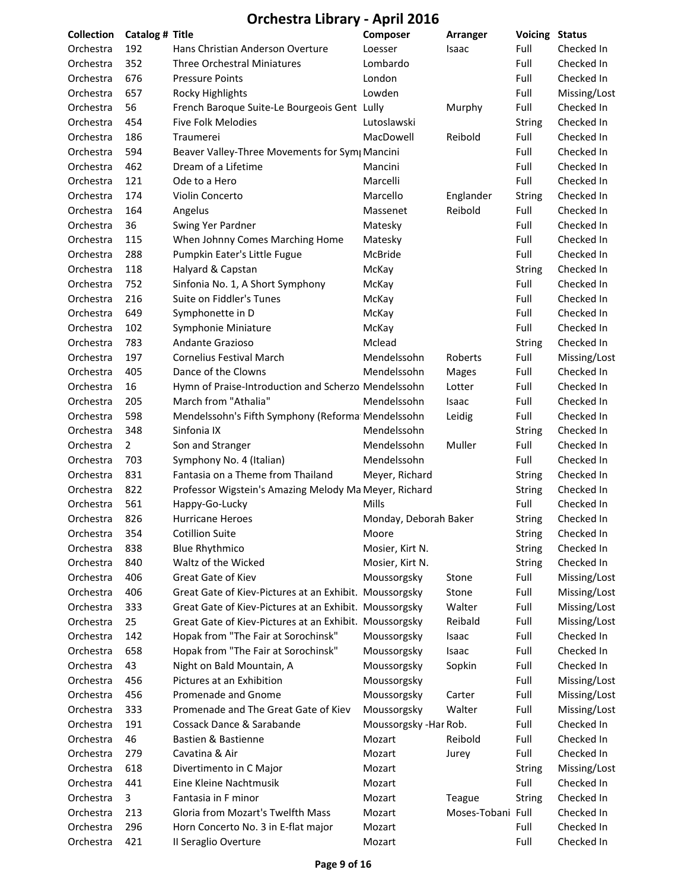# Orchestra Library - April 2016

| Collection | Catalog # | Title | Composer | Arranger | Voicing | Status |
|---|---|---|---|---|---|---|
| Orchestra | 192 | Hans Christian Anderson Overture | Loesser | Isaac | Full | Checked In |
| Orchestra | 352 | Three Orchestral Miniatures | Lombardo | | Full | Checked In |
| Orchestra | 676 | Pressure Points | London | | Full | Checked In |
| Orchestra | 657 | Rocky Highlights | Lowden | | Full | Missing/Lost |
| Orchestra | 56 | French Baroque Suite-Le Bourgeois Gent | Lully | Murphy | Full | Checked In |
| Orchestra | 454 | Five Folk Melodies | Lutoslawski | | String | Checked In |
| Orchestra | 186 | Traumerei | MacDowell | Reibold | Full | Checked In |
| Orchestra | 594 | Beaver Valley-Three Movements for Sym | Mancini | | Full | Checked In |
| Orchestra | 462 | Dream of a Lifetime | Mancini | | Full | Checked In |
| Orchestra | 121 | Ode to a Hero | Marcelli | | Full | Checked In |
| Orchestra | 174 | Violin Concerto | Marcello | Englander | String | Checked In |
| Orchestra | 164 | Angelus | Massenet | Reibold | Full | Checked In |
| Orchestra | 36 | Swing Yer Pardner | Matesky | | Full | Checked In |
| Orchestra | 115 | When Johnny Comes Marching Home | Matesky | | Full | Checked In |
| Orchestra | 288 | Pumpkin Eater's Little Fugue | McBride | | Full | Checked In |
| Orchestra | 118 | Halyard & Capstan | McKay | | String | Checked In |
| Orchestra | 752 | Sinfonia No. 1, A Short Symphony | McKay | | Full | Checked In |
| Orchestra | 216 | Suite on Fiddler's Tunes | McKay | | Full | Checked In |
| Orchestra | 649 | Symphonette in D | McKay | | Full | Checked In |
| Orchestra | 102 | Symphonie Miniature | McKay | | Full | Checked In |
| Orchestra | 783 | Andante Grazioso | Mclead | | String | Checked In |
| Orchestra | 197 | Cornelius Festival March | Mendelssohn | Roberts | Full | Missing/Lost |
| Orchestra | 405 | Dance of the Clowns | Mendelssohn | Mages | Full | Checked In |
| Orchestra | 16 | Hymn of Praise-Introduction and Scherzo | Mendelssohn | Lotter | Full | Checked In |
| Orchestra | 205 | March from "Athalia" | Mendelssohn | Isaac | Full | Checked In |
| Orchestra | 598 | Mendelssohn's Fifth Symphony (Reforma | Mendelssohn | Leidig | Full | Checked In |
| Orchestra | 348 | Sinfonia IX | Mendelssohn | | String | Checked In |
| Orchestra | 2 | Son and Stranger | Mendelssohn | Muller | Full | Checked In |
| Orchestra | 703 | Symphony No. 4 (Italian) | Mendelssohn | | Full | Checked In |
| Orchestra | 831 | Fantasia on a Theme from Thailand | Meyer, Richard | | String | Checked In |
| Orchestra | 822 | Professor Wigstein's Amazing Melody Ma | Meyer, Richard | | String | Checked In |
| Orchestra | 561 | Happy-Go-Lucky | Mills | | Full | Checked In |
| Orchestra | 826 | Hurricane Heroes | Monday, Deborah Baker | | String | Checked In |
| Orchestra | 354 | Cotillion Suite | Moore | | String | Checked In |
| Orchestra | 838 | Blue Rhythmico | Mosier, Kirt N. | | String | Checked In |
| Orchestra | 840 | Waltz of the Wicked | Mosier, Kirt N. | | String | Checked In |
| Orchestra | 406 | Great Gate of Kiev | Moussorgsky | Stone | Full | Missing/Lost |
| Orchestra | 406 | Great Gate of Kiev-Pictures at an Exhibit. | Moussorgsky | Stone | Full | Missing/Lost |
| Orchestra | 333 | Great Gate of Kiev-Pictures at an Exhibit. | Moussorgsky | Walter | Full | Missing/Lost |
| Orchestra | 25 | Great Gate of Kiev-Pictures at an Exhibit. | Moussorgsky | Reibald | Full | Missing/Lost |
| Orchestra | 142 | Hopak from "The Fair at Sorochinsk" | Moussorgsky | Isaac | Full | Checked In |
| Orchestra | 658 | Hopak from "The Fair at Sorochinsk" | Moussorgsky | Isaac | Full | Checked In |
| Orchestra | 43 | Night on Bald Mountain, A | Moussorgsky | Sopkin | Full | Checked In |
| Orchestra | 456 | Pictures at an Exhibition | Moussorgsky | | Full | Missing/Lost |
| Orchestra | 456 | Promenade and Gnome | Moussorgsky | Carter | Full | Missing/Lost |
| Orchestra | 333 | Promenade and The Great Gate of Kiev | Moussorgsky | Walter | Full | Missing/Lost |
| Orchestra | 191 | Cossack Dance & Sarabande | Moussorgsky -Har | Rob. | Full | Checked In |
| Orchestra | 46 | Bastien & Bastienne | Mozart | Reibold | Full | Checked In |
| Orchestra | 279 | Cavatina & Air | Mozart | Jurey | Full | Checked In |
| Orchestra | 618 | Divertimento in C Major | Mozart | | String | Missing/Lost |
| Orchestra | 441 | Eine Kleine Nachtmusik | Mozart | | Full | Checked In |
| Orchestra | 3 | Fantasia in F minor | Mozart | Teague | String | Checked In |
| Orchestra | 213 | Gloria from Mozart's Twelfth Mass | Mozart | Moses-Tobani | Full | Checked In |
| Orchestra | 296 | Horn Concerto No. 3 in E-flat major | Mozart | | Full | Checked In |
| Orchestra | 421 | Il Seraglio Overture | Mozart | | Full | Checked In |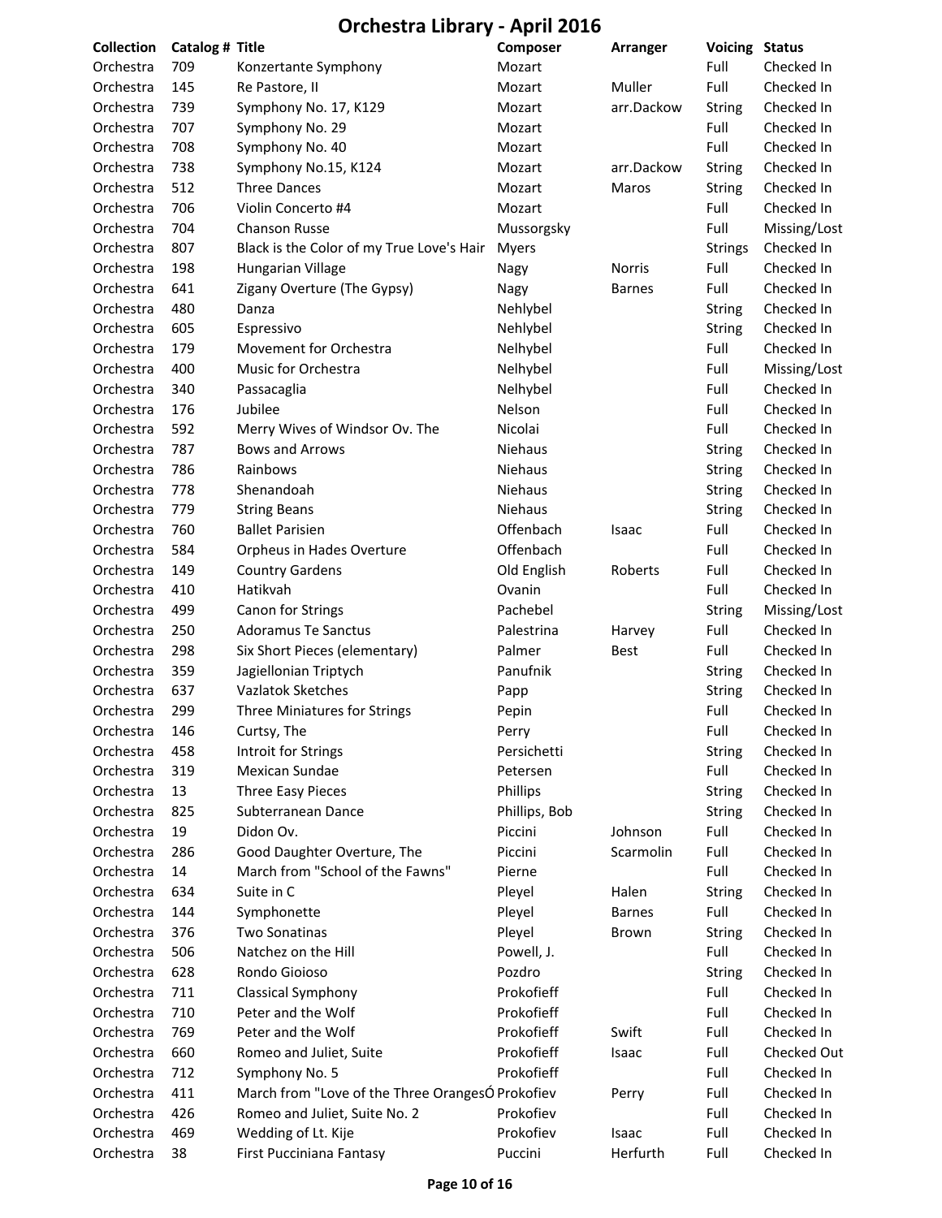# Orchestra Library - April 2016

| Collection | Catalog # | Title | Composer | Arranger | Voicing | Status |
|---|---|---|---|---|---|---|
| Orchestra | 709 | Konzertante Symphony | Mozart | | Full | Checked In |
| Orchestra | 145 | Re Pastore, Il | Mozart | Muller | Full | Checked In |
| Orchestra | 739 | Symphony No. 17, K129 | Mozart | arr.Dackow | String | Checked In |
| Orchestra | 707 | Symphony No. 29 | Mozart | | Full | Checked In |
| Orchestra | 708 | Symphony No. 40 | Mozart | | Full | Checked In |
| Orchestra | 738 | Symphony No.15, K124 | Mozart | arr.Dackow | String | Checked In |
| Orchestra | 512 | Three Dances | Mozart | Maros | String | Checked In |
| Orchestra | 706 | Violin Concerto #4 | Mozart | | Full | Checked In |
| Orchestra | 704 | Chanson Russe | Mussorgsky | | Full | Missing/Lost |
| Orchestra | 807 | Black is the Color of my True Love's Hair | Myers | | Strings | Checked In |
| Orchestra | 198 | Hungarian Village | Nagy | Norris | Full | Checked In |
| Orchestra | 641 | Zigany Overture (The Gypsy) | Nagy | Barnes | Full | Checked In |
| Orchestra | 480 | Danza | Nehlybel | | String | Checked In |
| Orchestra | 605 | Espressivo | Nehlybel | | String | Checked In |
| Orchestra | 179 | Movement for Orchestra | Nelhybel | | Full | Checked In |
| Orchestra | 400 | Music for Orchestra | Nelhybel | | Full | Missing/Lost |
| Orchestra | 340 | Passacaglia | Nelhybel | | Full | Checked In |
| Orchestra | 176 | Jubilee | Nelson | | Full | Checked In |
| Orchestra | 592 | Merry Wives of Windsor Ov. The | Nicolai | | Full | Checked In |
| Orchestra | 787 | Bows and Arrows | Niehaus | | String | Checked In |
| Orchestra | 786 | Rainbows | Niehaus | | String | Checked In |
| Orchestra | 778 | Shenandoah | Niehaus | | String | Checked In |
| Orchestra | 779 | String Beans | Niehaus | | String | Checked In |
| Orchestra | 760 | Ballet Parisien | Offenbach | Isaac | Full | Checked In |
| Orchestra | 584 | Orpheus in Hades Overture | Offenbach | | Full | Checked In |
| Orchestra | 149 | Country Gardens | Old English | Roberts | Full | Checked In |
| Orchestra | 410 | Hatikvah | Ovanin | | Full | Checked In |
| Orchestra | 499 | Canon for Strings | Pachebel | | String | Missing/Lost |
| Orchestra | 250 | Adoramus Te Sanctus | Palestrina | Harvey | Full | Checked In |
| Orchestra | 298 | Six Short Pieces (elementary) | Palmer | Best | Full | Checked In |
| Orchestra | 359 | Jagiellonian Triptych | Panufnik | | String | Checked In |
| Orchestra | 637 | Vazlatok Sketches | Papp | | String | Checked In |
| Orchestra | 299 | Three Miniatures for Strings | Pepin | | Full | Checked In |
| Orchestra | 146 | Curtsy, The | Perry | | Full | Checked In |
| Orchestra | 458 | Introit for Strings | Persichetti | | String | Checked In |
| Orchestra | 319 | Mexican Sundae | Petersen | | Full | Checked In |
| Orchestra | 13 | Three Easy Pieces | Phillips | | String | Checked In |
| Orchestra | 825 | Subterranean Dance | Phillips, Bob | | String | Checked In |
| Orchestra | 19 | Didon Ov. | Piccini | Johnson | Full | Checked In |
| Orchestra | 286 | Good Daughter Overture, The | Piccini | Scarmolin | Full | Checked In |
| Orchestra | 14 | March from "School of the Fawns" | Pierne | | Full | Checked In |
| Orchestra | 634 | Suite in C | Pleyel | Halen | String | Checked In |
| Orchestra | 144 | Symphonette | Pleyel | Barnes | Full | Checked In |
| Orchestra | 376 | Two Sonatinas | Pleyel | Brown | String | Checked In |
| Orchestra | 506 | Natchez on the Hill | Powell, J. | | Full | Checked In |
| Orchestra | 628 | Rondo Gioioso | Pozdro | | String | Checked In |
| Orchestra | 711 | Classical Symphony | Prokofieff | | Full | Checked In |
| Orchestra | 710 | Peter and the Wolf | Prokofieff | | Full | Checked In |
| Orchestra | 769 | Peter and the Wolf | Prokofieff | Swift | Full | Checked In |
| Orchestra | 660 | Romeo and Juliet, Suite | Prokofieff | Isaac | Full | Checked Out |
| Orchestra | 712 | Symphony No. 5 | Prokofieff | | Full | Checked In |
| Orchestra | 411 | March from "Love of the Three OrangesÓ | Prokofiev | Perry | Full | Checked In |
| Orchestra | 426 | Romeo and Juliet, Suite No. 2 | Prokofiev | | Full | Checked In |
| Orchestra | 469 | Wedding of Lt. Kije | Prokofiev | Isaac | Full | Checked In |
| Orchestra | 38 | First Pucciniana Fantasy | Puccini | Herfurth | Full | Checked In |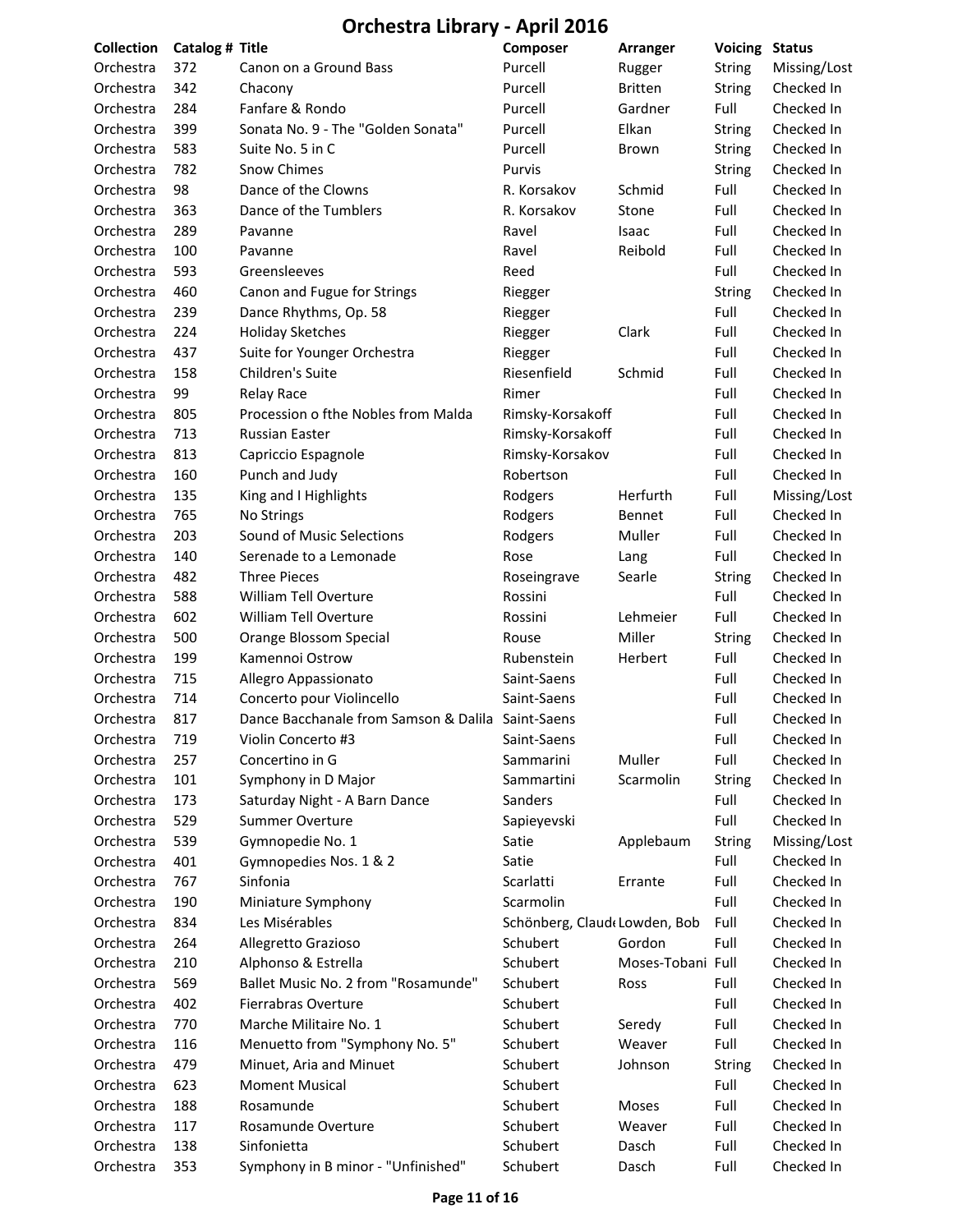# Orchestra Library - April 2016

| Collection | Catalog # | Title | Composer | Arranger | Voicing | Status |
|---|---|---|---|---|---|---|
| Orchestra | 372 | Canon on a Ground Bass | Purcell | Rugger | String | Missing/Lost |
| Orchestra | 342 | Chacony | Purcell | Britten | String | Checked In |
| Orchestra | 284 | Fanfare & Rondo | Purcell | Gardner | Full | Checked In |
| Orchestra | 399 | Sonata No. 9 - The "Golden Sonata" | Purcell | Elkan | String | Checked In |
| Orchestra | 583 | Suite No. 5 in C | Purcell | Brown | String | Checked In |
| Orchestra | 782 | Snow Chimes | Purvis | | String | Checked In |
| Orchestra | 98 | Dance of the Clowns | R. Korsakov | Schmid | Full | Checked In |
| Orchestra | 363 | Dance of the Tumblers | R. Korsakov | Stone | Full | Checked In |
| Orchestra | 289 | Pavanne | Ravel | Isaac | Full | Checked In |
| Orchestra | 100 | Pavanne | Ravel | Reibold | Full | Checked In |
| Orchestra | 593 | Greensleeves | Reed | | Full | Checked In |
| Orchestra | 460 | Canon and Fugue for Strings | Riegger | | String | Checked In |
| Orchestra | 239 | Dance Rhythms, Op. 58 | Riegger | | Full | Checked In |
| Orchestra | 224 | Holiday Sketches | Riegger | Clark | Full | Checked In |
| Orchestra | 437 | Suite for Younger Orchestra | Riegger | | Full | Checked In |
| Orchestra | 158 | Children's Suite | Riesenfield | Schmid | Full | Checked In |
| Orchestra | 99 | Relay Race | Rimer | | Full | Checked In |
| Orchestra | 805 | Procession o fthe Nobles from Malda | Rimsky-Korsakoff | | Full | Checked In |
| Orchestra | 713 | Russian Easter | Rimsky-Korsakoff | | Full | Checked In |
| Orchestra | 813 | Capriccio Espagnole | Rimsky-Korsakov | | Full | Checked In |
| Orchestra | 160 | Punch and Judy | Robertson | | Full | Checked In |
| Orchestra | 135 | King and I Highlights | Rodgers | Herfurth | Full | Missing/Lost |
| Orchestra | 765 | No Strings | Rodgers | Bennet | Full | Checked In |
| Orchestra | 203 | Sound of Music Selections | Rodgers | Muller | Full | Checked In |
| Orchestra | 140 | Serenade to a Lemonade | Rose | Lang | Full | Checked In |
| Orchestra | 482 | Three Pieces | Roseingrave | Searle | String | Checked In |
| Orchestra | 588 | William Tell Overture | Rossini | | Full | Checked In |
| Orchestra | 602 | William Tell Overture | Rossini | Lehmeier | Full | Checked In |
| Orchestra | 500 | Orange Blossom Special | Rouse | Miller | String | Checked In |
| Orchestra | 199 | Kamennoi Ostrow | Rubenstein | Herbert | Full | Checked In |
| Orchestra | 715 | Allegro Appassionato | Saint-Saens | | Full | Checked In |
| Orchestra | 714 | Concerto pour Violincello | Saint-Saens | | Full | Checked In |
| Orchestra | 817 | Dance Bacchanale from Samson & Dalila | Saint-Saens | | Full | Checked In |
| Orchestra | 719 | Violin Concerto #3 | Saint-Saens | | Full | Checked In |
| Orchestra | 257 | Concertino in G | Sammarini | Muller | Full | Checked In |
| Orchestra | 101 | Symphony in D Major | Sammartini | Scarmolin | String | Checked In |
| Orchestra | 173 | Saturday Night - A Barn Dance | Sanders | | Full | Checked In |
| Orchestra | 529 | Summer Overture | Sapieyevski | | Full | Checked In |
| Orchestra | 539 | Gymnopedie No. 1 | Satie | Applebaum | String | Missing/Lost |
| Orchestra | 401 | Gymnopedies Nos. 1 & 2 | Satie | | Full | Checked In |
| Orchestra | 767 | Sinfonia | Scarlatti | Errante | Full | Checked In |
| Orchestra | 190 | Miniature Symphony | Scarmolin | | Full | Checked In |
| Orchestra | 834 | Les Misérables | Schönberg, Claud | Lowden, Bob | Full | Checked In |
| Orchestra | 264 | Allegretto Grazioso | Schubert | Gordon | Full | Checked In |
| Orchestra | 210 | Alphonso & Estrella | Schubert | Moses-Tobani | Full | Checked In |
| Orchestra | 569 | Ballet Music No. 2 from "Rosamunde" | Schubert | Ross | Full | Checked In |
| Orchestra | 402 | Fierrabras Overture | Schubert | | Full | Checked In |
| Orchestra | 770 | Marche Militaire No. 1 | Schubert | Seredy | Full | Checked In |
| Orchestra | 116 | Menuetto from "Symphony No. 5" | Schubert | Weaver | Full | Checked In |
| Orchestra | 479 | Minuet, Aria and Minuet | Schubert | Johnson | String | Checked In |
| Orchestra | 623 | Moment Musical | Schubert | | Full | Checked In |
| Orchestra | 188 | Rosamunde | Schubert | Moses | Full | Checked In |
| Orchestra | 117 | Rosamunde Overture | Schubert | Weaver | Full | Checked In |
| Orchestra | 138 | Sinfonietta | Schubert | Dasch | Full | Checked In |
| Orchestra | 353 | Symphony in B minor - "Unfinished" | Schubert | Dasch | Full | Checked In |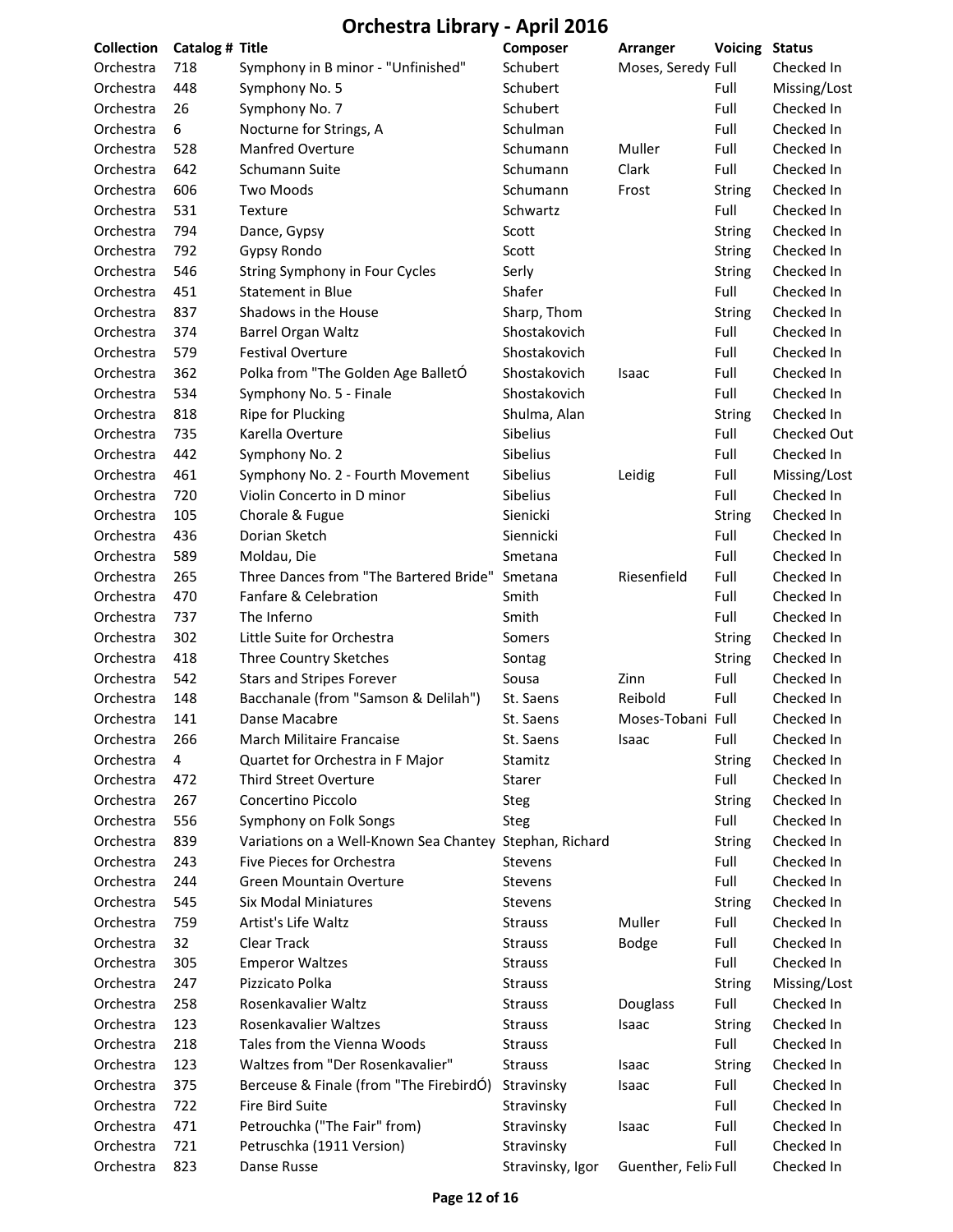# Orchestra Library - April 2016

| Collection | Catalog # | Title | Composer | Arranger | Voicing | Status |
|---|---|---|---|---|---|---|
| Orchestra | 718 | Symphony in B minor - "Unfinished" | Schubert | Moses, Seredy | Full | Checked In |
| Orchestra | 448 | Symphony No. 5 | Schubert | | Full | Missing/Lost |
| Orchestra | 26 | Symphony No. 7 | Schubert | | Full | Checked In |
| Orchestra | 6 | Nocturne for Strings, A | Schulman | | Full | Checked In |
| Orchestra | 528 | Manfred Overture | Schumann | Muller | Full | Checked In |
| Orchestra | 642 | Schumann Suite | Schumann | Clark | Full | Checked In |
| Orchestra | 606 | Two Moods | Schumann | Frost | String | Checked In |
| Orchestra | 531 | Texture | Schwartz | | Full | Checked In |
| Orchestra | 794 | Dance, Gypsy | Scott | | String | Checked In |
| Orchestra | 792 | Gypsy Rondo | Scott | | String | Checked In |
| Orchestra | 546 | String Symphony in Four Cycles | Serly | | String | Checked In |
| Orchestra | 451 | Statement in Blue | Shafer | | Full | Checked In |
| Orchestra | 837 | Shadows in the House | Sharp, Thom | | String | Checked In |
| Orchestra | 374 | Barrel Organ Waltz | Shostakovich | | Full | Checked In |
| Orchestra | 579 | Festival Overture | Shostakovich | | Full | Checked In |
| Orchestra | 362 | Polka from "The Golden Age BalletÓ | Shostakovich | Isaac | Full | Checked In |
| Orchestra | 534 | Symphony No. 5 - Finale | Shostakovich | | Full | Checked In |
| Orchestra | 818 | Ripe for Plucking | Shulma, Alan | | String | Checked In |
| Orchestra | 735 | Karella Overture | Sibelius | | Full | Checked Out |
| Orchestra | 442 | Symphony No. 2 | Sibelius | | Full | Checked In |
| Orchestra | 461 | Symphony No. 2 - Fourth Movement | Sibelius | Leidig | Full | Missing/Lost |
| Orchestra | 720 | Violin Concerto in D minor | Sibelius | | Full | Checked In |
| Orchestra | 105 | Chorale & Fugue | Sienicki | | String | Checked In |
| Orchestra | 436 | Dorian Sketch | Siennicki | | Full | Checked In |
| Orchestra | 589 | Moldau, Die | Smetana | | Full | Checked In |
| Orchestra | 265 | Three Dances from "The Bartered Bride" | Smetana | Riesenfield | Full | Checked In |
| Orchestra | 470 | Fanfare & Celebration | Smith | | Full | Checked In |
| Orchestra | 737 | The Inferno | Smith | | Full | Checked In |
| Orchestra | 302 | Little Suite for Orchestra | Somers | | String | Checked In |
| Orchestra | 418 | Three Country Sketches | Sontag | | String | Checked In |
| Orchestra | 542 | Stars and Stripes Forever | Sousa | Zinn | Full | Checked In |
| Orchestra | 148 | Bacchanale (from "Samson & Delilah") | St. Saens | Reibold | Full | Checked In |
| Orchestra | 141 | Danse Macabre | St. Saens | Moses-Tobani | Full | Checked In |
| Orchestra | 266 | March Militaire Francaise | St. Saens | Isaac | Full | Checked In |
| Orchestra | 4 | Quartet for Orchestra in F Major | Stamitz | | String | Checked In |
| Orchestra | 472 | Third Street Overture | Starer | | Full | Checked In |
| Orchestra | 267 | Concertino Piccolo | Steg | | String | Checked In |
| Orchestra | 556 | Symphony on Folk Songs | Steg | | Full | Checked In |
| Orchestra | 839 | Variations on a Well-Known Sea Chantey | Stephan, Richard | | String | Checked In |
| Orchestra | 243 | Five Pieces for Orchestra | Stevens | | Full | Checked In |
| Orchestra | 244 | Green Mountain Overture | Stevens | | Full | Checked In |
| Orchestra | 545 | Six Modal Miniatures | Stevens | | String | Checked In |
| Orchestra | 759 | Artist's Life Waltz | Strauss | Muller | Full | Checked In |
| Orchestra | 32 | Clear Track | Strauss | Bodge | Full | Checked In |
| Orchestra | 305 | Emperor Waltzes | Strauss | | Full | Checked In |
| Orchestra | 247 | Pizzicato Polka | Strauss | | String | Missing/Lost |
| Orchestra | 258 | Rosenkavalier Waltz | Strauss | Douglass | Full | Checked In |
| Orchestra | 123 | Rosenkavalier Waltzes | Strauss | Isaac | String | Checked In |
| Orchestra | 218 | Tales from the Vienna Woods | Strauss | | Full | Checked In |
| Orchestra | 123 | Waltzes from "Der Rosenkavalier" | Strauss | Isaac | String | Checked In |
| Orchestra | 375 | Berceuse & Finale (from "The FirebirdÓ) | Stravinsky | Isaac | Full | Checked In |
| Orchestra | 722 | Fire Bird Suite | Stravinsky | | Full | Checked In |
| Orchestra | 471 | Petrouchka ("The Fair" from) | Stravinsky | Isaac | Full | Checked In |
| Orchestra | 721 | Petruschka (1911 Version) | Stravinsky | | Full | Checked In |
| Orchestra | 823 | Danse Russe | Stravinsky, Igor | Guenther, Felix | Full | Checked In |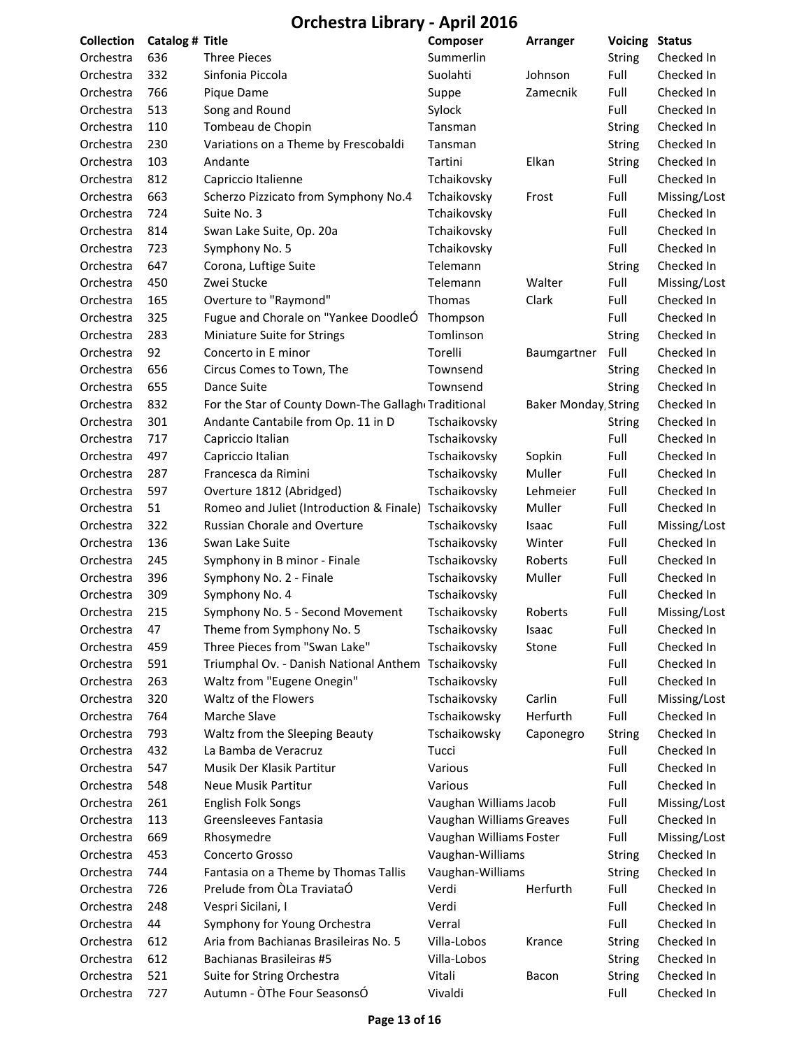# Orchestra Library - April 2016

| Collection | Catalog # | Title | Composer | Arranger | Voicing | Status |
|---|---|---|---|---|---|---|
| Orchestra | 636 | Three Pieces | Summerlin | | String | Checked In |
| Orchestra | 332 | Sinfonia Piccola | Suolahti | Johnson | Full | Checked In |
| Orchestra | 766 | Pique Dame | Suppe | Zamecnik | Full | Checked In |
| Orchestra | 513 | Song and Round | Sylock | | Full | Checked In |
| Orchestra | 110 | Tombeau de Chopin | Tansman | | String | Checked In |
| Orchestra | 230 | Variations on a Theme by Frescobaldi | Tansman | | String | Checked In |
| Orchestra | 103 | Andante | Tartini | Elkan | String | Checked In |
| Orchestra | 812 | Capriccio Italienne | Tchaikovsky | | Full | Checked In |
| Orchestra | 663 | Scherzo Pizzicato from Symphony No.4 | Tchaikovsky | Frost | Full | Missing/Lost |
| Orchestra | 724 | Suite No. 3 | Tchaikovsky | | Full | Checked In |
| Orchestra | 814 | Swan Lake Suite, Op. 20a | Tchaikovsky | | Full | Checked In |
| Orchestra | 723 | Symphony No. 5 | Tchaikovsky | | Full | Checked In |
| Orchestra | 647 | Corona, Luftige Suite | Telemann | | String | Checked In |
| Orchestra | 450 | Zwei Stucke | Telemann | Walter | Full | Missing/Lost |
| Orchestra | 165 | Overture to "Raymond" | Thomas | Clark | Full | Checked In |
| Orchestra | 325 | Fugue and Chorale on "Yankee DoodleÓ | Thompson | | Full | Checked In |
| Orchestra | 283 | Miniature Suite for Strings | Tomlinson | | String | Checked In |
| Orchestra | 92 | Concerto in E minor | Torelli | Baumgartner | Full | Checked In |
| Orchestra | 656 | Circus Comes to Town, The | Townsend | | String | Checked In |
| Orchestra | 655 | Dance Suite | Townsend | | String | Checked In |
| Orchestra | 832 | For the Star of County Down-The Gallagh | Traditional | Baker Monday | String | Checked In |
| Orchestra | 301 | Andante Cantabile from Op. 11 in D | Tschaikovsky | | String | Checked In |
| Orchestra | 717 | Capriccio Italian | Tschaikovsky | | Full | Checked In |
| Orchestra | 497 | Capriccio Italian | Tschaikovsky | Sopkin | Full | Checked In |
| Orchestra | 287 | Francesca da Rimini | Tschaikovsky | Muller | Full | Checked In |
| Orchestra | 597 | Overture 1812 (Abridged) | Tschaikovsky | Lehmeier | Full | Checked In |
| Orchestra | 51 | Romeo and Juliet (Introduction & Finale) | Tschaikovsky | Muller | Full | Checked In |
| Orchestra | 322 | Russian Chorale and Overture | Tschaikovsky | Isaac | Full | Missing/Lost |
| Orchestra | 136 | Swan Lake Suite | Tschaikovsky | Winter | Full | Checked In |
| Orchestra | 245 | Symphony in B minor - Finale | Tschaikovsky | Roberts | Full | Checked In |
| Orchestra | 396 | Symphony No. 2 - Finale | Tschaikovsky | Muller | Full | Checked In |
| Orchestra | 309 | Symphony No. 4 | Tschaikovsky | | Full | Checked In |
| Orchestra | 215 | Symphony No. 5 - Second Movement | Tschaikovsky | Roberts | Full | Missing/Lost |
| Orchestra | 47 | Theme from Symphony No. 5 | Tschaikovsky | Isaac | Full | Checked In |
| Orchestra | 459 | Three Pieces from "Swan Lake" | Tschaikovsky | Stone | Full | Checked In |
| Orchestra | 591 | Triumphal Ov. - Danish National Anthem | Tschaikovsky | | Full | Checked In |
| Orchestra | 263 | Waltz from "Eugene Onegin" | Tschaikovsky | | Full | Checked In |
| Orchestra | 320 | Waltz of the Flowers | Tschaikovsky | Carlin | Full | Missing/Lost |
| Orchestra | 764 | Marche Slave | Tschaikowsky | Herfurth | Full | Checked In |
| Orchestra | 793 | Waltz from the Sleeping Beauty | Tschaikowsky | Caponegro | String | Checked In |
| Orchestra | 432 | La Bamba de Veracruz | Tucci | | Full | Checked In |
| Orchestra | 547 | Musik Der Klasik Partitur | Various | | Full | Checked In |
| Orchestra | 548 | Neue Musik Partitur | Various | | Full | Checked In |
| Orchestra | 261 | English Folk Songs | Vaughan Williams | Jacob | Full | Missing/Lost |
| Orchestra | 113 | Greensleeves Fantasia | Vaughan Williams | Greaves | Full | Checked In |
| Orchestra | 669 | Rhosymedre | Vaughan Williams | Foster | Full | Missing/Lost |
| Orchestra | 453 | Concerto Grosso | Vaughan-Williams | | String | Checked In |
| Orchestra | 744 | Fantasia on a Theme by Thomas Tallis | Vaughan-Williams | | String | Checked In |
| Orchestra | 726 | Prelude from ÒLa TraviataÓ | Verdi | Herfurth | Full | Checked In |
| Orchestra | 248 | Vespri Sicilani, I | Verdi | | Full | Checked In |
| Orchestra | 44 | Symphony for Young Orchestra | Verral | | Full | Checked In |
| Orchestra | 612 | Aria from Bachianas Brasileiras No. 5 | Villa-Lobos | Krance | String | Checked In |
| Orchestra | 612 | Bachianas Brasileiras #5 | Villa-Lobos | | String | Checked In |
| Orchestra | 521 | Suite for String Orchestra | Vitali | Bacon | String | Checked In |
| Orchestra | 727 | Autumn - ÒThe Four SeasonsÓ | Vivaldi | | Full | Checked In |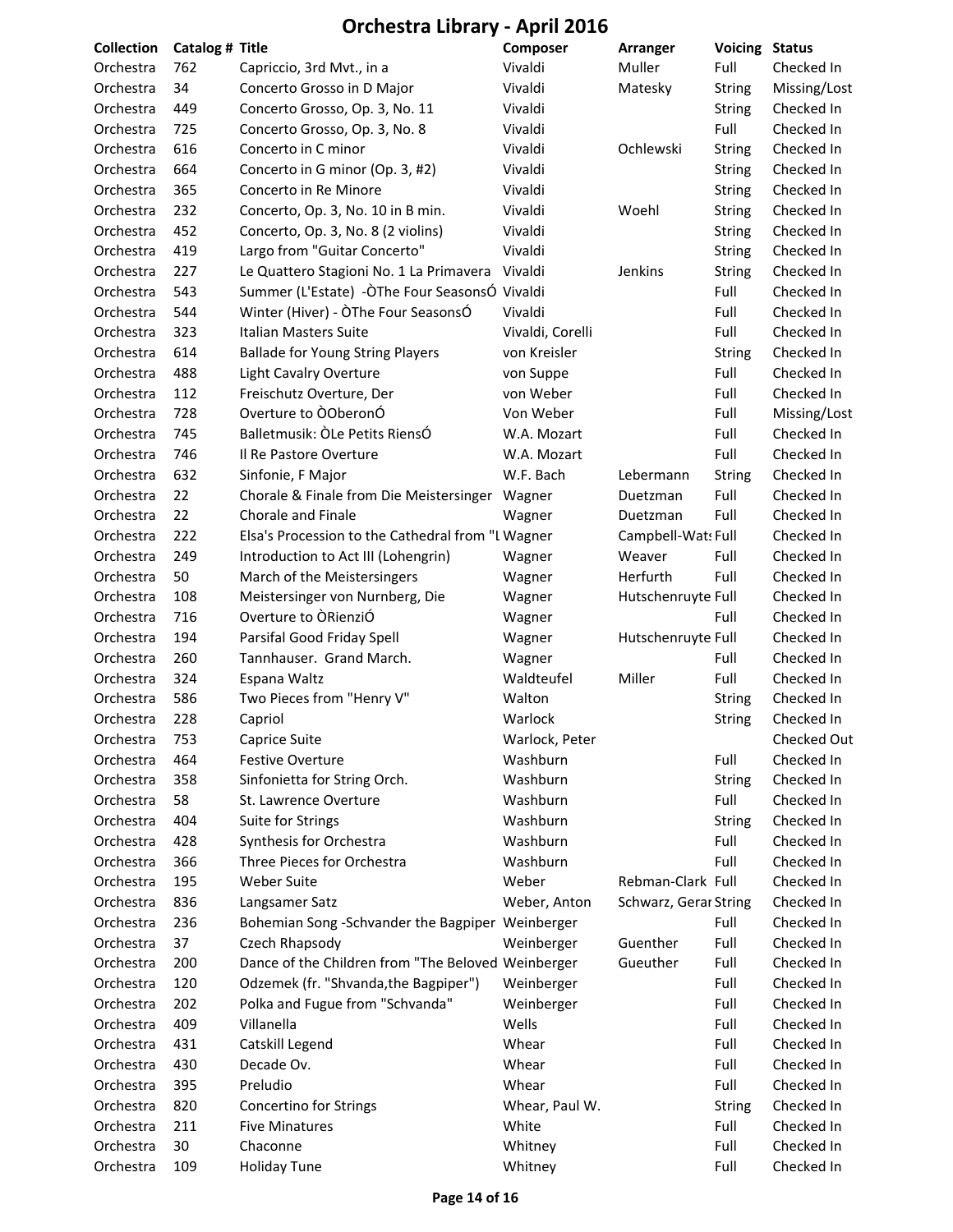# Orchestra Library - April 2016

| Collection | Catalog # | Title | Composer | Arranger | Voicing | Status |
|---|---|---|---|---|---|---|
| Orchestra | 762 | Capriccio, 3rd Mvt., in a | Vivaldi | Muller | Full | Checked In |
| Orchestra | 34 | Concerto Grosso in D Major | Vivaldi | Matesky | String | Missing/Lost |
| Orchestra | 449 | Concerto Grosso, Op. 3, No. 11 | Vivaldi | | String | Checked In |
| Orchestra | 725 | Concerto Grosso, Op. 3, No. 8 | Vivaldi | | Full | Checked In |
| Orchestra | 616 | Concerto in C minor | Vivaldi | Ochlewski | String | Checked In |
| Orchestra | 664 | Concerto in G minor (Op. 3, #2) | Vivaldi | | String | Checked In |
| Orchestra | 365 | Concerto in Re Minore | Vivaldi | | String | Checked In |
| Orchestra | 232 | Concerto, Op. 3, No. 10 in B min. | Vivaldi | Woehl | String | Checked In |
| Orchestra | 452 | Concerto, Op. 3, No. 8 (2 violins) | Vivaldi | | String | Checked In |
| Orchestra | 419 | Largo from "Guitar Concerto" | Vivaldi | | String | Checked In |
| Orchestra | 227 | Le Quattero Stagioni No. 1 La Primavera | Vivaldi | Jenkins | String | Checked In |
| Orchestra | 543 | Summer (L'Estate) -ÒThe Four SeasonsÓ | Vivaldi | | Full | Checked In |
| Orchestra | 544 | Winter (Hiver) - ÒThe Four SeasonsÓ | Vivaldi | | Full | Checked In |
| Orchestra | 323 | Italian Masters Suite | Vivaldi, Corelli | | Full | Checked In |
| Orchestra | 614 | Ballade for Young String Players | von Kreisler | | String | Checked In |
| Orchestra | 488 | Light Cavalry Overture | von Suppe | | Full | Checked In |
| Orchestra | 112 | Freischutz Overture, Der | von Weber | | Full | Checked In |
| Orchestra | 728 | Overture to ÒOberonÓ | Von Weber | | Full | Missing/Lost |
| Orchestra | 745 | Balletmusik: ÒLe Petits RiensÓ | W.A. Mozart | | Full | Checked In |
| Orchestra | 746 | Il Re Pastore Overture | W.A. Mozart | | Full | Checked In |
| Orchestra | 632 | Sinfonie, F Major | W.F. Bach | Lebermann | String | Checked In |
| Orchestra | 22 | Chorale & Finale from Die Meistersinger | Wagner | Duetzman | Full | Checked In |
| Orchestra | 22 | Chorale and Finale | Wagner | Duetzman | Full | Checked In |
| Orchestra | 222 | Elsa's Procession to the Cathedral from "L | Wagner | Campbell-Wats | Full | Checked In |
| Orchestra | 249 | Introduction to Act III (Lohengrin) | Wagner | Weaver | Full | Checked In |
| Orchestra | 50 | March of the Meistersingers | Wagner | Herfurth | Full | Checked In |
| Orchestra | 108 | Meistersinger von Nurnberg, Die | Wagner | Hutschenruyte | Full | Checked In |
| Orchestra | 716 | Overture to ÒRienziÓ | Wagner | | Full | Checked In |
| Orchestra | 194 | Parsifal Good Friday Spell | Wagner | Hutschenruyte | Full | Checked In |
| Orchestra | 260 | Tannhauser. Grand March. | Wagner | | Full | Checked In |
| Orchestra | 324 | Espana Waltz | Waldteufel | Miller | Full | Checked In |
| Orchestra | 586 | Two Pieces from "Henry V" | Walton | | String | Checked In |
| Orchestra | 228 | Capriol | Warlock | | String | Checked In |
| Orchestra | 753 | Caprice Suite | Warlock, Peter | | | Checked Out |
| Orchestra | 464 | Festive Overture | Washburn | | Full | Checked In |
| Orchestra | 358 | Sinfonietta for String Orch. | Washburn | | String | Checked In |
| Orchestra | 58 | St. Lawrence Overture | Washburn | | Full | Checked In |
| Orchestra | 404 | Suite for Strings | Washburn | | String | Checked In |
| Orchestra | 428 | Synthesis for Orchestra | Washburn | | Full | Checked In |
| Orchestra | 366 | Three Pieces for Orchestra | Washburn | | Full | Checked In |
| Orchestra | 195 | Weber Suite | Weber | Rebman-Clark | Full | Checked In |
| Orchestra | 836 | Langsamer Satz | Weber, Anton | Schwarz, Gerar | String | Checked In |
| Orchestra | 236 | Bohemian Song -Schvander the Bagpiper | Weinberger | | Full | Checked In |
| Orchestra | 37 | Czech Rhapsody | Weinberger | Guenther | Full | Checked In |
| Orchestra | 200 | Dance of the Children from "The Beloved | Weinberger | Gueuther | Full | Checked In |
| Orchestra | 120 | Odzemek (fr. "Shvanda,the Bagpiper") | Weinberger | | Full | Checked In |
| Orchestra | 202 | Polka and Fugue from "Schvanda" | Weinberger | | Full | Checked In |
| Orchestra | 409 | Villanella | Wells | | Full | Checked In |
| Orchestra | 431 | Catskill Legend | Whear | | Full | Checked In |
| Orchestra | 430 | Decade Ov. | Whear | | Full | Checked In |
| Orchestra | 395 | Preludio | Whear | | Full | Checked In |
| Orchestra | 820 | Concertino for Strings | Whear, Paul W. | | String | Checked In |
| Orchestra | 211 | Five Minatures | White | | Full | Checked In |
| Orchestra | 30 | Chaconne | Whitney | | Full | Checked In |
| Orchestra | 109 | Holiday Tune | Whitney | | Full | Checked In |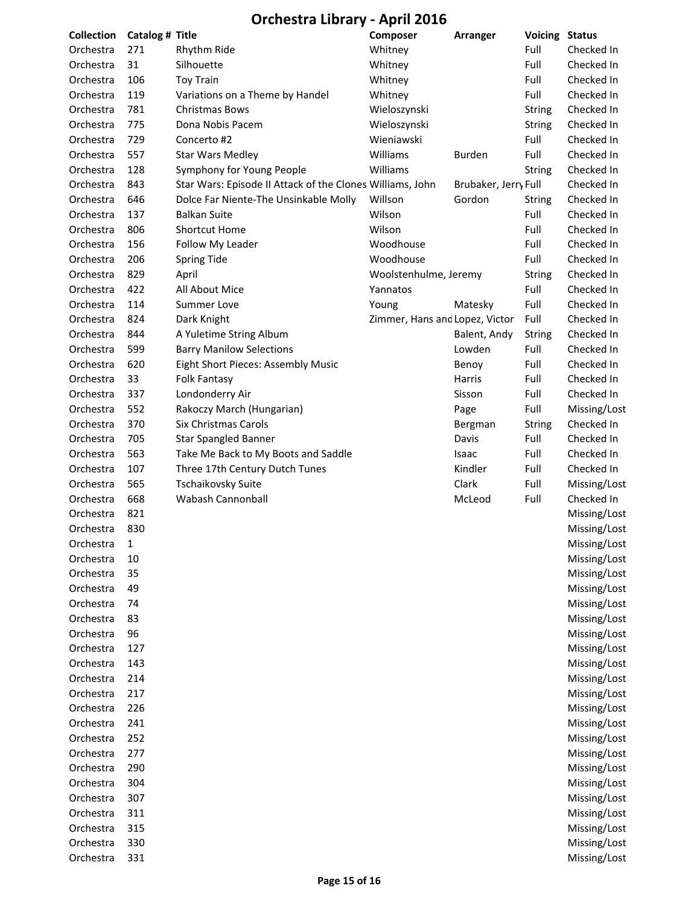# Orchestra Library - April 2016

| Collection | Catalog # | Title | Composer | Arranger | Voicing | Status |
|---|---|---|---|---|---|---|
| Orchestra | 271 | Rhythm Ride | Whitney | | Full | Checked In |
| Orchestra | 31 | Silhouette | Whitney | | Full | Checked In |
| Orchestra | 106 | Toy Train | Whitney | | Full | Checked In |
| Orchestra | 119 | Variations on a Theme by Handel | Whitney | | Full | Checked In |
| Orchestra | 781 | Christmas Bows | Wieloszynski | | String | Checked In |
| Orchestra | 775 | Dona Nobis Pacem | Wieloszynski | | String | Checked In |
| Orchestra | 729 | Concerto #2 | Wieniawski | | Full | Checked In |
| Orchestra | 557 | Star Wars Medley | Williams | Burden | Full | Checked In |
| Orchestra | 128 | Symphony for Young People | Williams | | String | Checked In |
| Orchestra | 843 | Star Wars: Episode II Attack of the Clones | Williams, John | Brubaker, Jerry | Full | Checked In |
| Orchestra | 646 | Dolce Far Niente-The Unsinkable Molly | Willson | Gordon | String | Checked In |
| Orchestra | 137 | Balkan Suite | Wilson | | Full | Checked In |
| Orchestra | 806 | Shortcut Home | Wilson | | Full | Checked In |
| Orchestra | 156 | Follow My Leader | Woodhouse | | Full | Checked In |
| Orchestra | 206 | Spring Tide | Woodhouse | | Full | Checked In |
| Orchestra | 829 | April | Woolstenhulme, Jeremy | | String | Checked In |
| Orchestra | 422 | All About Mice | Yannatos | | Full | Checked In |
| Orchestra | 114 | Summer Love | Young | Matesky | Full | Checked In |
| Orchestra | 824 | Dark Knight | Zimmer, Hans and | Lopez, Victor | Full | Checked In |
| Orchestra | 844 | A Yuletime String Album | | Balent, Andy | String | Checked In |
| Orchestra | 599 | Barry Manilow Selections | | Lowden | Full | Checked In |
| Orchestra | 620 | Eight Short Pieces: Assembly Music | | Benoy | Full | Checked In |
| Orchestra | 33 | Folk Fantasy | | Harris | Full | Checked In |
| Orchestra | 337 | Londonderry Air | | Sisson | Full | Checked In |
| Orchestra | 552 | Rakoczy March (Hungarian) | | Page | Full | Missing/Lost |
| Orchestra | 370 | Six Christmas Carols | | Bergman | String | Checked In |
| Orchestra | 705 | Star Spangled Banner | | Davis | Full | Checked In |
| Orchestra | 563 | Take Me Back to My Boots and Saddle | | Isaac | Full | Checked In |
| Orchestra | 107 | Three 17th Century Dutch Tunes | | Kindler | Full | Checked In |
| Orchestra | 565 | Tschaikovsky Suite | | Clark | Full | Missing/Lost |
| Orchestra | 668 | Wabash Cannonball | | McLeod | Full | Checked In |
| Orchestra | 821 | | | | | Missing/Lost |
| Orchestra | 830 | | | | | Missing/Lost |
| Orchestra | 1 | | | | | Missing/Lost |
| Orchestra | 10 | | | | | Missing/Lost |
| Orchestra | 35 | | | | | Missing/Lost |
| Orchestra | 49 | | | | | Missing/Lost |
| Orchestra | 74 | | | | | Missing/Lost |
| Orchestra | 83 | | | | | Missing/Lost |
| Orchestra | 96 | | | | | Missing/Lost |
| Orchestra | 127 | | | | | Missing/Lost |
| Orchestra | 143 | | | | | Missing/Lost |
| Orchestra | 214 | | | | | Missing/Lost |
| Orchestra | 217 | | | | | Missing/Lost |
| Orchestra | 226 | | | | | Missing/Lost |
| Orchestra | 241 | | | | | Missing/Lost |
| Orchestra | 252 | | | | | Missing/Lost |
| Orchestra | 277 | | | | | Missing/Lost |
| Orchestra | 290 | | | | | Missing/Lost |
| Orchestra | 304 | | | | | Missing/Lost |
| Orchestra | 307 | | | | | Missing/Lost |
| Orchestra | 311 | | | | | Missing/Lost |
| Orchestra | 315 | | | | | Missing/Lost |
| Orchestra | 330 | | | | | Missing/Lost |
| Orchestra | 331 | | | | | Missing/Lost |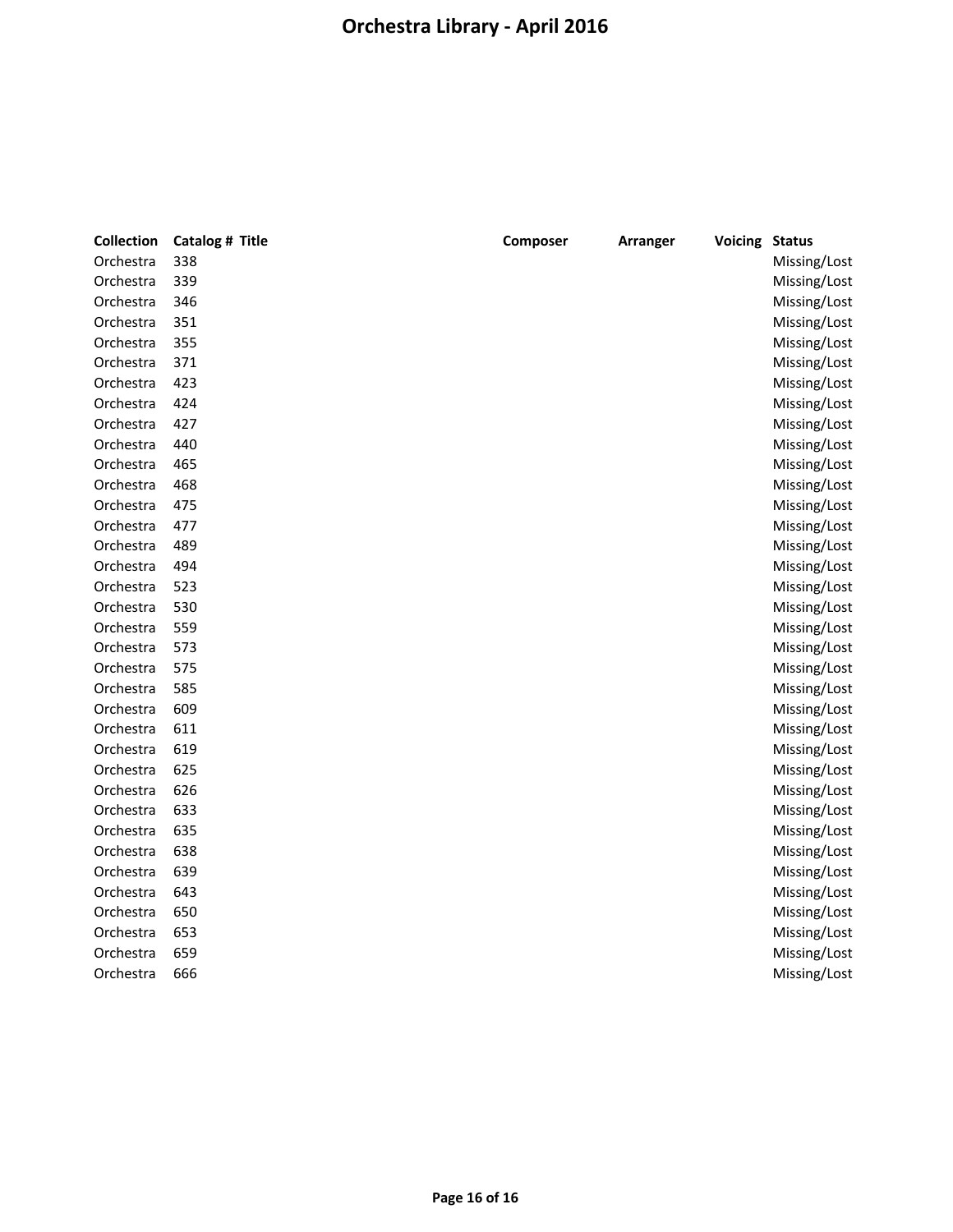| Collection | Catalog # | Title | Composer | Arranger | Voicing | Status |
|---|---|---|---|---|---|---|
| Orchestra | 338 | | | | | Missing/Lost |
| Orchestra | 339 | | | | | Missing/Lost |
| Orchestra | 346 | | | | | Missing/Lost |
| Orchestra | 351 | | | | | Missing/Lost |
| Orchestra | 355 | | | | | Missing/Lost |
| Orchestra | 371 | | | | | Missing/Lost |
| Orchestra | 423 | | | | | Missing/Lost |
| Orchestra | 424 | | | | | Missing/Lost |
| Orchestra | 427 | | | | | Missing/Lost |
| Orchestra | 440 | | | | | Missing/Lost |
| Orchestra | 465 | | | | | Missing/Lost |
| Orchestra | 468 | | | | | Missing/Lost |
| Orchestra | 475 | | | | | Missing/Lost |
| Orchestra | 477 | | | | | Missing/Lost |
| Orchestra | 489 | | | | | Missing/Lost |
| Orchestra | 494 | | | | | Missing/Lost |
| Orchestra | 523 | | | | | Missing/Lost |
| Orchestra | 530 | | | | | Missing/Lost |
| Orchestra | 559 | | | | | Missing/Lost |
| Orchestra | 573 | | | | | Missing/Lost |
| Orchestra | 575 | | | | | Missing/Lost |
| Orchestra | 585 | | | | | Missing/Lost |
| Orchestra | 609 | | | | | Missing/Lost |
| Orchestra | 611 | | | | | Missing/Lost |
| Orchestra | 619 | | | | | Missing/Lost |
| Orchestra | 625 | | | | | Missing/Lost |
| Orchestra | 626 | | | | | Missing/Lost |
| Orchestra | 633 | | | | | Missing/Lost |
| Orchestra | 635 | | | | | Missing/Lost |
| Orchestra | 638 | | | | | Missing/Lost |
| Orchestra | 639 | | | | | Missing/Lost |
| Orchestra | 643 | | | | | Missing/Lost |
| Orchestra | 650 | | | | | Missing/Lost |
| Orchestra | 653 | | | | | Missing/Lost |
| Orchestra | 659 | | | | | Missing/Lost |
| Orchestra | 666 | | | | | Missing/Lost |